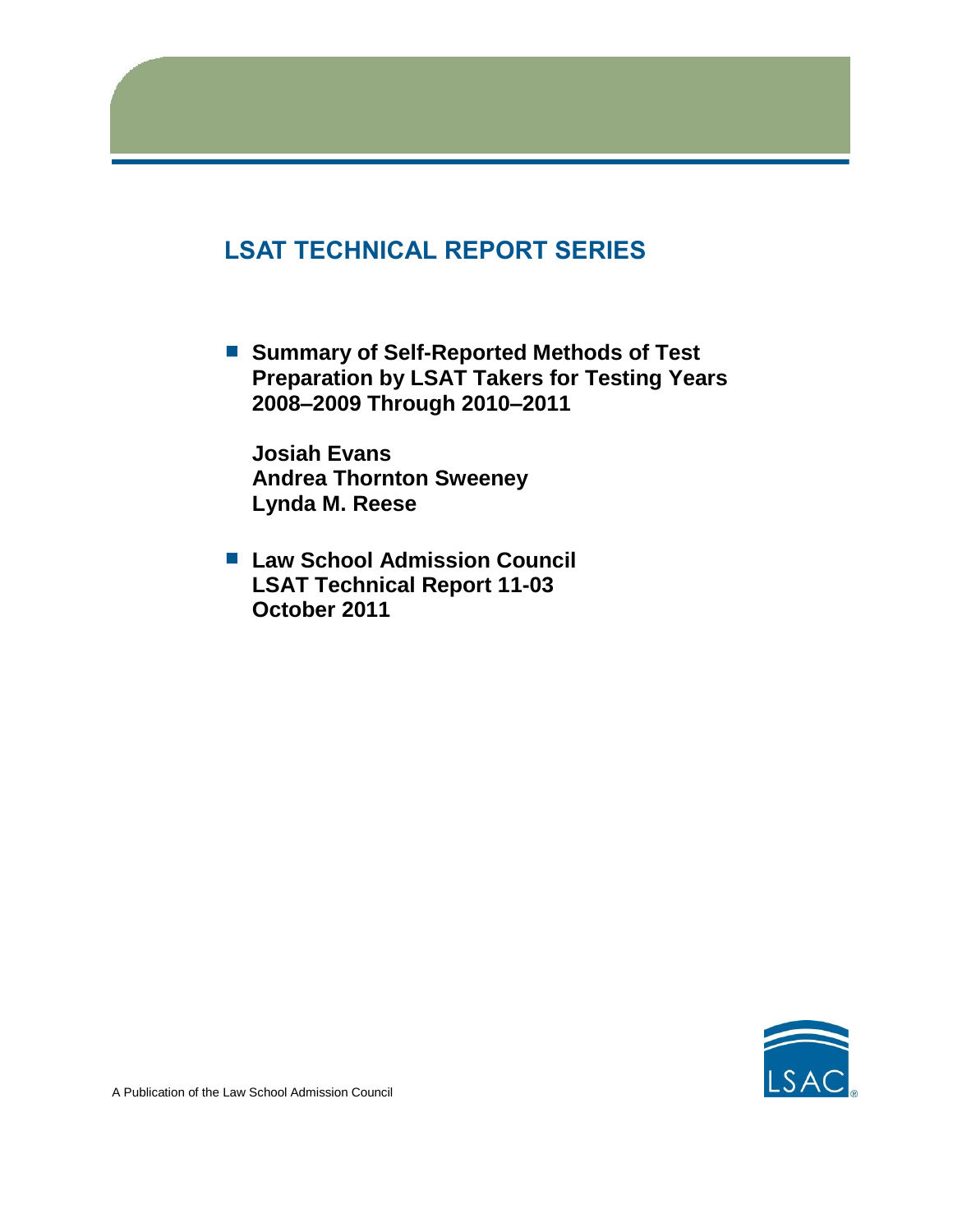# LSAT TECHNICAL REPORT SERIES

- **Summary of Self-Reported Methods of Test Preparation by LSAT Takers for Testing Years 2008–2009 Through 2010–2011**

  **Josiah Evans**
  **Andrea Thornton Sweeney**
  **Lynda M. Reese**

- **Law School Admission Council**
  **LSAT Technical Report 11-03**
  **October 2011**

A Publication of the Law School Admission Council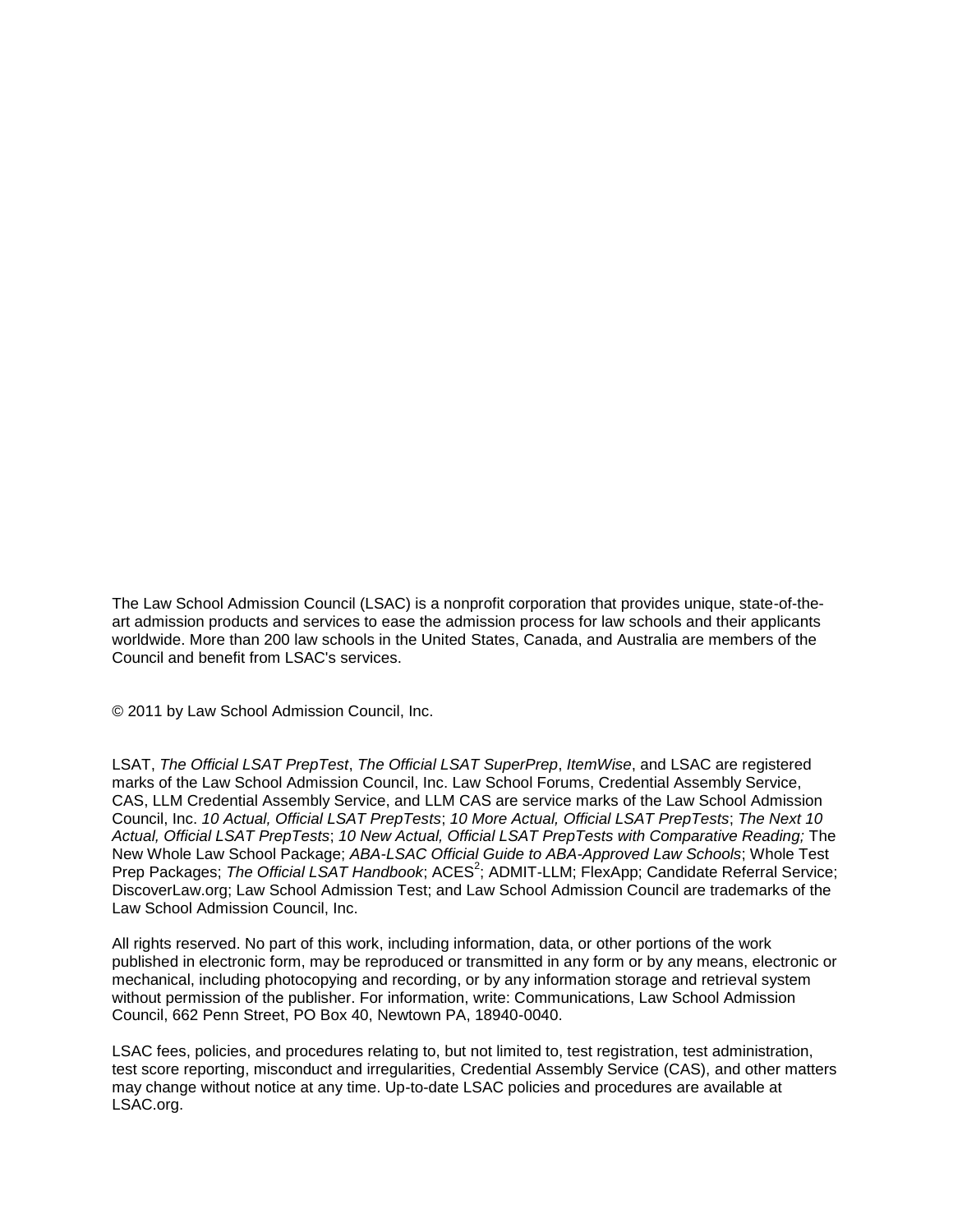The Law School Admission Council (LSAC) is a nonprofit corporation that provides unique, state-of-the-art admission products and services to ease the admission process for law schools and their applicants worldwide. More than 200 law schools in the United States, Canada, and Australia are members of the Council and benefit from LSAC's services.

© 2011 by Law School Admission Council, Inc.

LSAT, *The Official LSAT PrepTest*, *The Official LSAT SuperPrep*, *ItemWise*, and LSAC are registered marks of the Law School Admission Council, Inc. Law School Forums, Credential Assembly Service, CAS, LLM Credential Assembly Service, and LLM CAS are service marks of the Law School Admission Council, Inc. *10 Actual, Official LSAT PrepTests*; *10 More Actual, Official LSAT PrepTests*; *The Next 10 Actual, Official LSAT PrepTests*; *10 New Actual, Official LSAT PrepTests with Comparative Reading;* The New Whole Law School Package; *ABA-LSAC Official Guide to ABA-Approved Law Schools*; Whole Test Prep Packages; *The Official LSAT Handbook*; ACES$^2$; ADMIT-LLM; FlexApp; Candidate Referral Service; DiscoverLaw.org; Law School Admission Test; and Law School Admission Council are trademarks of the Law School Admission Council, Inc.

All rights reserved. No part of this work, including information, data, or other portions of the work published in electronic form, may be reproduced or transmitted in any form or by any means, electronic or mechanical, including photocopying and recording, or by any information storage and retrieval system without permission of the publisher. For information, write: Communications, Law School Admission Council, 662 Penn Street, PO Box 40, Newtown PA, 18940-0040.

LSAC fees, policies, and procedures relating to, but not limited to, test registration, test administration, test score reporting, misconduct and irregularities, Credential Assembly Service (CAS), and other matters may change without notice at any time. Up-to-date LSAC policies and procedures are available at LSAC.org.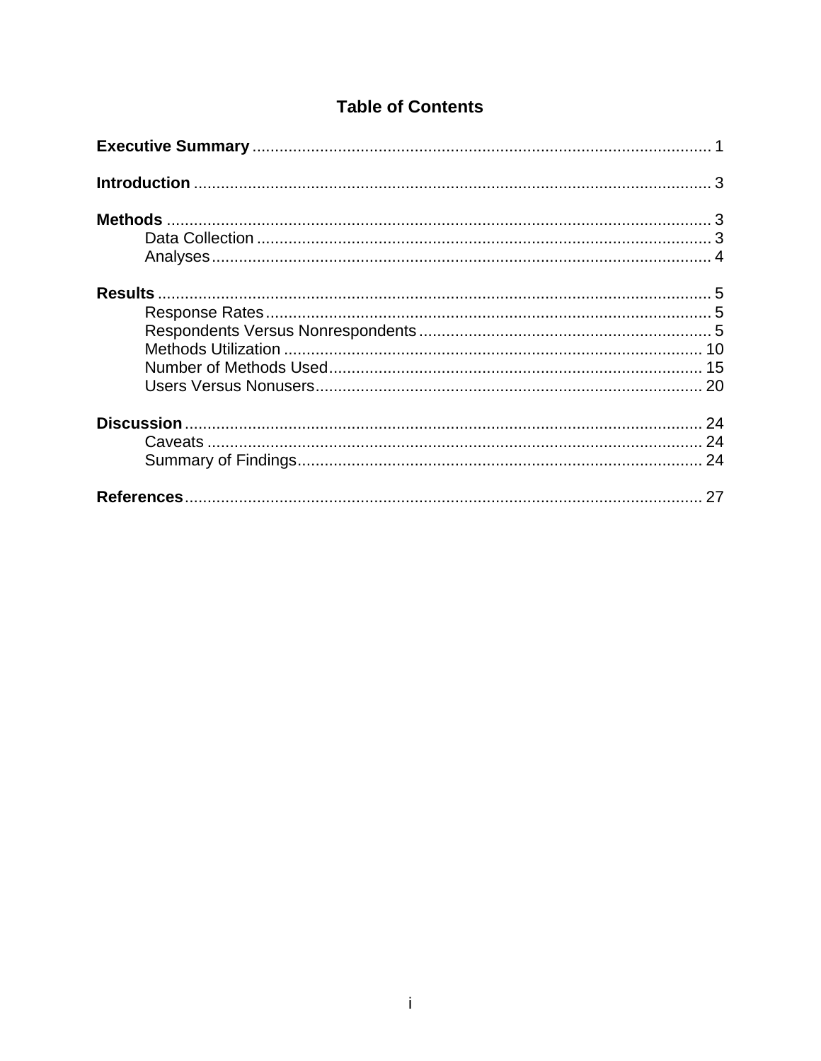# Table of Contents

**Executive Summary** ........................................................................................................ 1

**Introduction** .................................................................................................................. 3

**Methods** ........................................................................................................................ 3
- Data Collection ........................................................................................................ 3
- Analyses .................................................................................................................. 4

**Results** .......................................................................................................................... 5
- Response Rates ....................................................................................................... 5
- Respondents Versus Nonrespondents ..................................................................... 5
- Methods Utilization ................................................................................................ 10
- Number of Methods Used ...................................................................................... 15
- Users Versus Nonusers .......................................................................................... 20

**Discussion** .................................................................................................................... 24
- Caveats .................................................................................................................. 24
- Summary of Findings ............................................................................................. 24

**References** .................................................................................................................... 27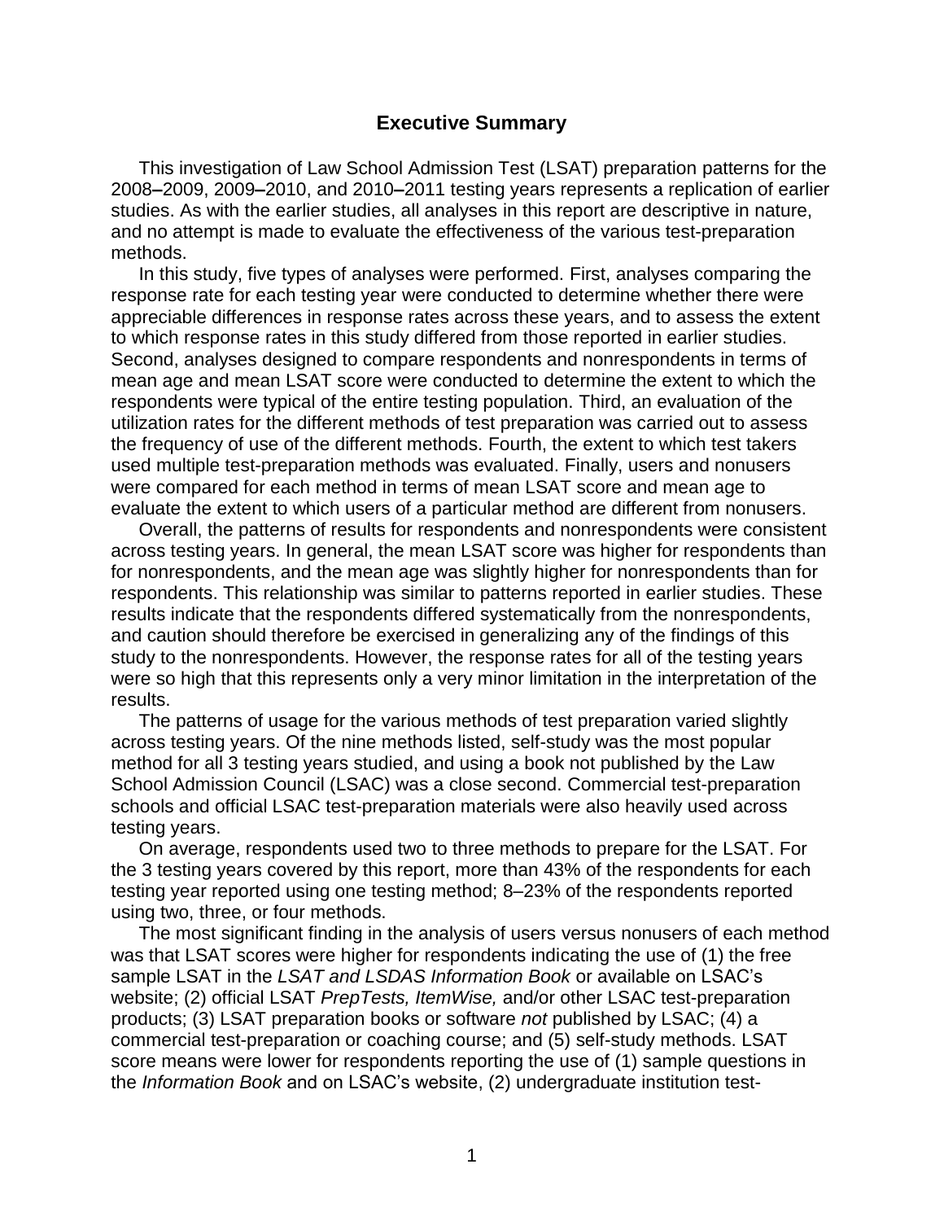## Executive Summary

This investigation of Law School Admission Test (LSAT) preparation patterns for the 2008–2009, 2009–2010, and 2010–2011 testing years represents a replication of earlier studies. As with the earlier studies, all analyses in this report are descriptive in nature, and no attempt is made to evaluate the effectiveness of the various test-preparation methods.

In this study, five types of analyses were performed. First, analyses comparing the response rate for each testing year were conducted to determine whether there were appreciable differences in response rates across these years, and to assess the extent to which response rates in this study differed from those reported in earlier studies. Second, analyses designed to compare respondents and nonrespondents in terms of mean age and mean LSAT score were conducted to determine the extent to which the respondents were typical of the entire testing population. Third, an evaluation of the utilization rates for the different methods of test preparation was carried out to assess the frequency of use of the different methods. Fourth, the extent to which test takers used multiple test-preparation methods was evaluated. Finally, users and nonusers were compared for each method in terms of mean LSAT score and mean age to evaluate the extent to which users of a particular method are different from nonusers.

Overall, the patterns of results for respondents and nonrespondents were consistent across testing years. In general, the mean LSAT score was higher for respondents than for nonrespondents, and the mean age was slightly higher for nonrespondents than for respondents. This relationship was similar to patterns reported in earlier studies. These results indicate that the respondents differed systematically from the nonrespondents, and caution should therefore be exercised in generalizing any of the findings of this study to the nonrespondents. However, the response rates for all of the testing years were so high that this represents only a very minor limitation in the interpretation of the results.

The patterns of usage for the various methods of test preparation varied slightly across testing years. Of the nine methods listed, self-study was the most popular method for all 3 testing years studied, and using a book not published by the Law School Admission Council (LSAC) was a close second. Commercial test-preparation schools and official LSAC test-preparation materials were also heavily used across testing years.

On average, respondents used two to three methods to prepare for the LSAT. For the 3 testing years covered by this report, more than 43% of the respondents for each testing year reported using one testing method; 8–23% of the respondents reported using two, three, or four methods.

The most significant finding in the analysis of users versus nonusers of each method was that LSAT scores were higher for respondents indicating the use of (1) the free sample LSAT in the *LSAT and LSDAS Information Book* or available on LSAC's website; (2) official LSAT *PrepTests, ItemWise,* and/or other LSAC test-preparation products; (3) LSAT preparation books or software *not* published by LSAC; (4) a commercial test-preparation or coaching course; and (5) self-study methods. LSAT score means were lower for respondents reporting the use of (1) sample questions in the *Information Book* and on LSAC's website, (2) undergraduate institution test-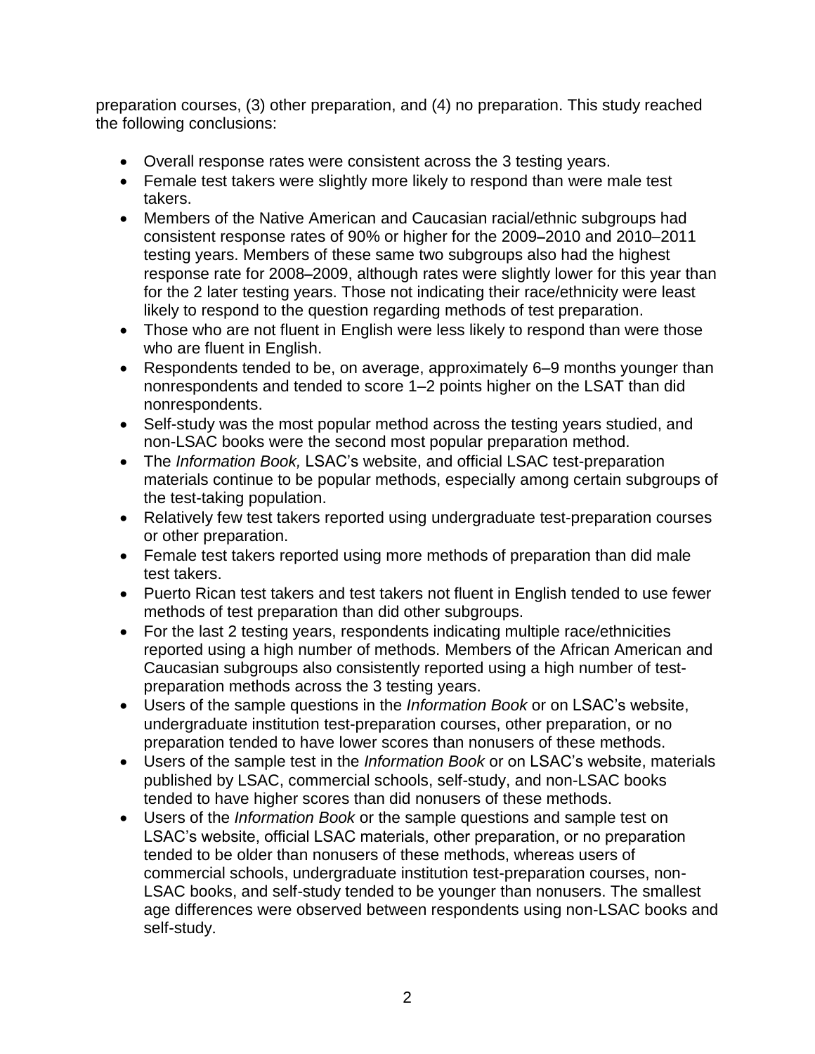preparation courses, (3) other preparation, and (4) no preparation. This study reached the following conclusions:

- Overall response rates were consistent across the 3 testing years.
- Female test takers were slightly more likely to respond than were male test takers.
- Members of the Native American and Caucasian racial/ethnic subgroups had consistent response rates of 90% or higher for the 2009–2010 and 2010–2011 testing years. Members of these same two subgroups also had the highest response rate for 2008–2009, although rates were slightly lower for this year than for the 2 later testing years. Those not indicating their race/ethnicity were least likely to respond to the question regarding methods of test preparation.
- Those who are not fluent in English were less likely to respond than were those who are fluent in English.
- Respondents tended to be, on average, approximately 6–9 months younger than nonrespondents and tended to score 1–2 points higher on the LSAT than did nonrespondents.
- Self-study was the most popular method across the testing years studied, and non-LSAC books were the second most popular preparation method.
- The *Information Book,* LSAC's website, and official LSAC test-preparation materials continue to be popular methods, especially among certain subgroups of the test-taking population.
- Relatively few test takers reported using undergraduate test-preparation courses or other preparation.
- Female test takers reported using more methods of preparation than did male test takers.
- Puerto Rican test takers and test takers not fluent in English tended to use fewer methods of test preparation than did other subgroups.
- For the last 2 testing years, respondents indicating multiple race/ethnicities reported using a high number of methods. Members of the African American and Caucasian subgroups also consistently reported using a high number of test-preparation methods across the 3 testing years.
- Users of the sample questions in the *Information Book* or on LSAC's website, undergraduate institution test-preparation courses, other preparation, or no preparation tended to have lower scores than nonusers of these methods.
- Users of the sample test in the *Information Book* or on LSAC's website, materials published by LSAC, commercial schools, self-study, and non-LSAC books tended to have higher scores than did nonusers of these methods.
- Users of the *Information Book* or the sample questions and sample test on LSAC's website, official LSAC materials, other preparation, or no preparation tended to be older than nonusers of these methods, whereas users of commercial schools, undergraduate institution test-preparation courses, non-LSAC books, and self-study tended to be younger than nonusers. The smallest age differences were observed between respondents using non-LSAC books and self-study.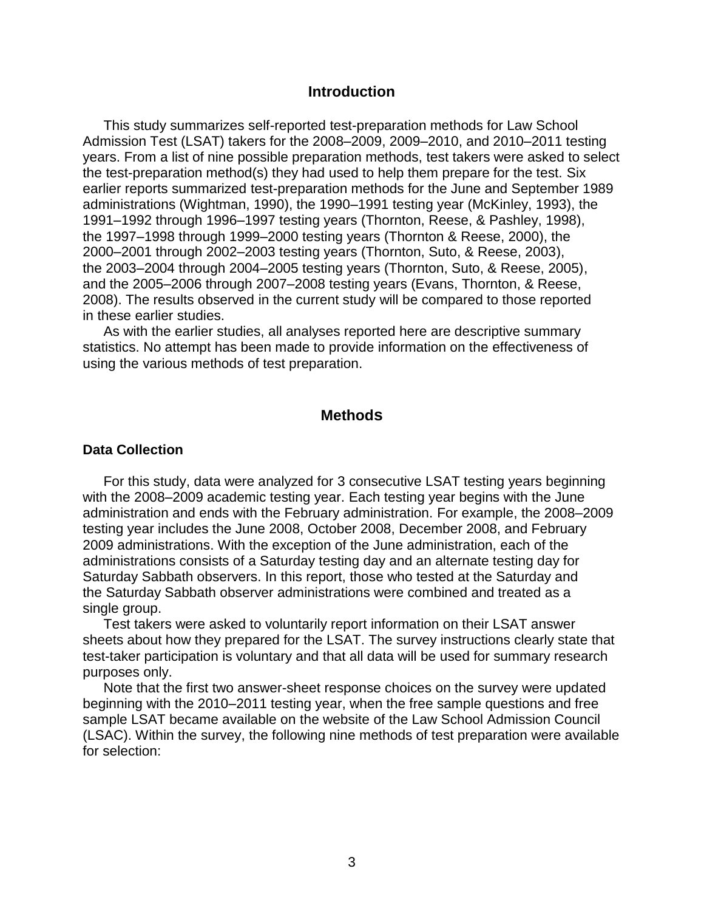## Introduction

This study summarizes self-reported test-preparation methods for Law School Admission Test (LSAT) takers for the 2008–2009, 2009–2010, and 2010–2011 testing years. From a list of nine possible preparation methods, test takers were asked to select the test-preparation method(s) they had used to help them prepare for the test. Six earlier reports summarized test-preparation methods for the June and September 1989 administrations (Wightman, 1990), the 1990–1991 testing year (McKinley, 1993), the 1991–1992 through 1996–1997 testing years (Thornton, Reese, & Pashley, 1998), the 1997–1998 through 1999–2000 testing years (Thornton & Reese, 2000), the 2000–2001 through 2002–2003 testing years (Thornton, Suto, & Reese, 2003), the 2003–2004 through 2004–2005 testing years (Thornton, Suto, & Reese, 2005), and the 2005–2006 through 2007–2008 testing years (Evans, Thornton, & Reese, 2008). The results observed in the current study will be compared to those reported in these earlier studies.

As with the earlier studies, all analyses reported here are descriptive summary statistics. No attempt has been made to provide information on the effectiveness of using the various methods of test preparation.

## Methods

### Data Collection

For this study, data were analyzed for 3 consecutive LSAT testing years beginning with the 2008–2009 academic testing year. Each testing year begins with the June administration and ends with the February administration. For example, the 2008–2009 testing year includes the June 2008, October 2008, December 2008, and February 2009 administrations. With the exception of the June administration, each of the administrations consists of a Saturday testing day and an alternate testing day for Saturday Sabbath observers. In this report, those who tested at the Saturday and the Saturday Sabbath observer administrations were combined and treated as a single group.

Test takers were asked to voluntarily report information on their LSAT answer sheets about how they prepared for the LSAT. The survey instructions clearly state that test-taker participation is voluntary and that all data will be used for summary research purposes only.

Note that the first two answer-sheet response choices on the survey were updated beginning with the 2010–2011 testing year, when the free sample questions and free sample LSAT became available on the website of the Law School Admission Council (LSAC). Within the survey, the following nine methods of test preparation were available for selection: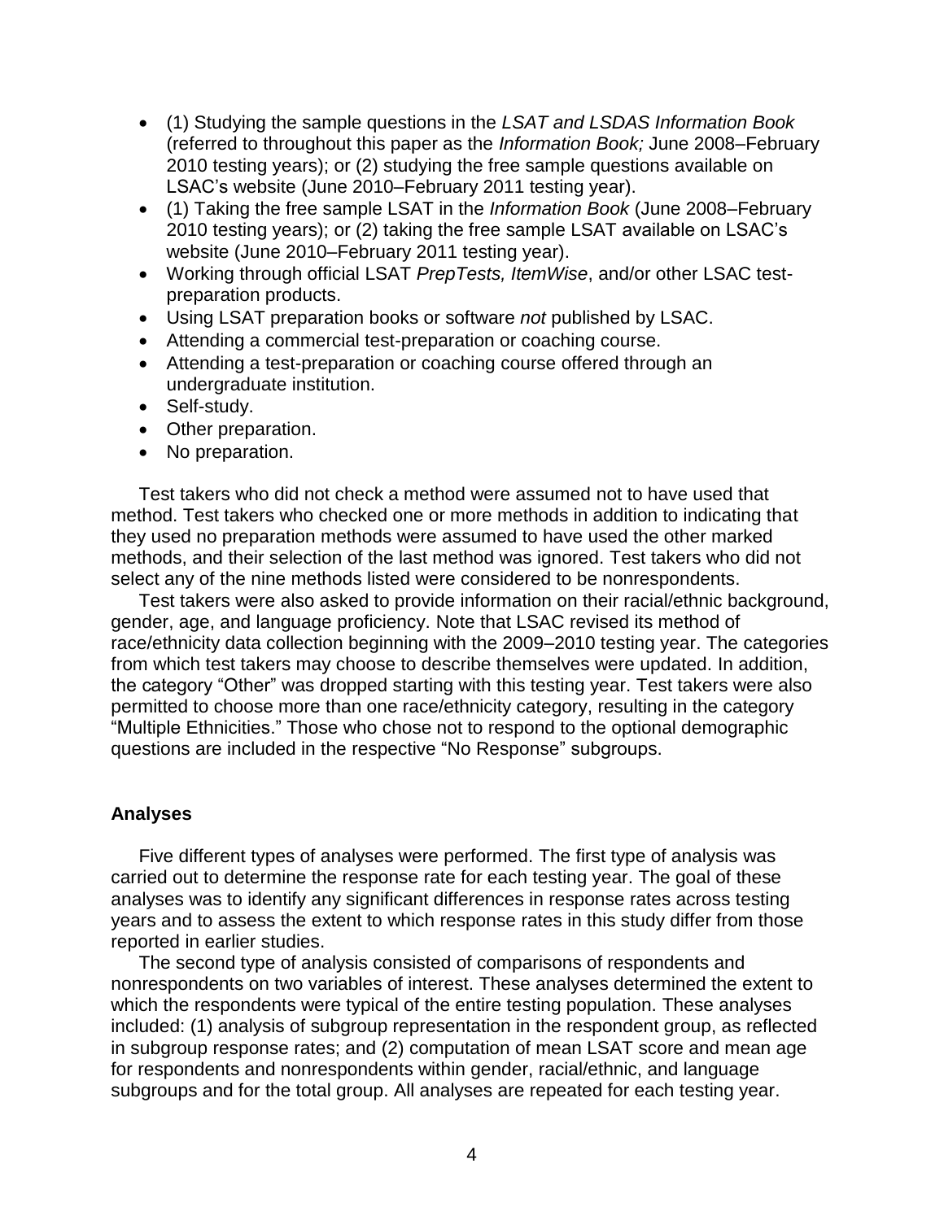- (1) Studying the sample questions in the *LSAT and LSDAS Information Book* (referred to throughout this paper as the *Information Book;* June 2008–February 2010 testing years); or (2) studying the free sample questions available on LSAC's website (June 2010–February 2011 testing year).
- (1) Taking the free sample LSAT in the *Information Book* (June 2008–February 2010 testing years); or (2) taking the free sample LSAT available on LSAC's website (June 2010–February 2011 testing year).
- Working through official LSAT *PrepTests, ItemWise*, and/or other LSAC test-preparation products.
- Using LSAT preparation books or software *not* published by LSAC.
- Attending a commercial test-preparation or coaching course.
- Attending a test-preparation or coaching course offered through an undergraduate institution.
- Self-study.
- Other preparation.
- No preparation.

Test takers who did not check a method were assumed not to have used that method. Test takers who checked one or more methods in addition to indicating that they used no preparation methods were assumed to have used the other marked methods, and their selection of the last method was ignored. Test takers who did not select any of the nine methods listed were considered to be nonrespondents.

Test takers were also asked to provide information on their racial/ethnic background, gender, age, and language proficiency. Note that LSAC revised its method of race/ethnicity data collection beginning with the 2009–2010 testing year. The categories from which test takers may choose to describe themselves were updated. In addition, the category "Other" was dropped starting with this testing year. Test takers were also permitted to choose more than one race/ethnicity category, resulting in the category "Multiple Ethnicities." Those who chose not to respond to the optional demographic questions are included in the respective "No Response" subgroups.

### Analyses

Five different types of analyses were performed. The first type of analysis was carried out to determine the response rate for each testing year. The goal of these analyses was to identify any significant differences in response rates across testing years and to assess the extent to which response rates in this study differ from those reported in earlier studies.

The second type of analysis consisted of comparisons of respondents and nonrespondents on two variables of interest. These analyses determined the extent to which the respondents were typical of the entire testing population. These analyses included: (1) analysis of subgroup representation in the respondent group, as reflected in subgroup response rates; and (2) computation of mean LSAT score and mean age for respondents and nonrespondents within gender, racial/ethnic, and language subgroups and for the total group. All analyses are repeated for each testing year.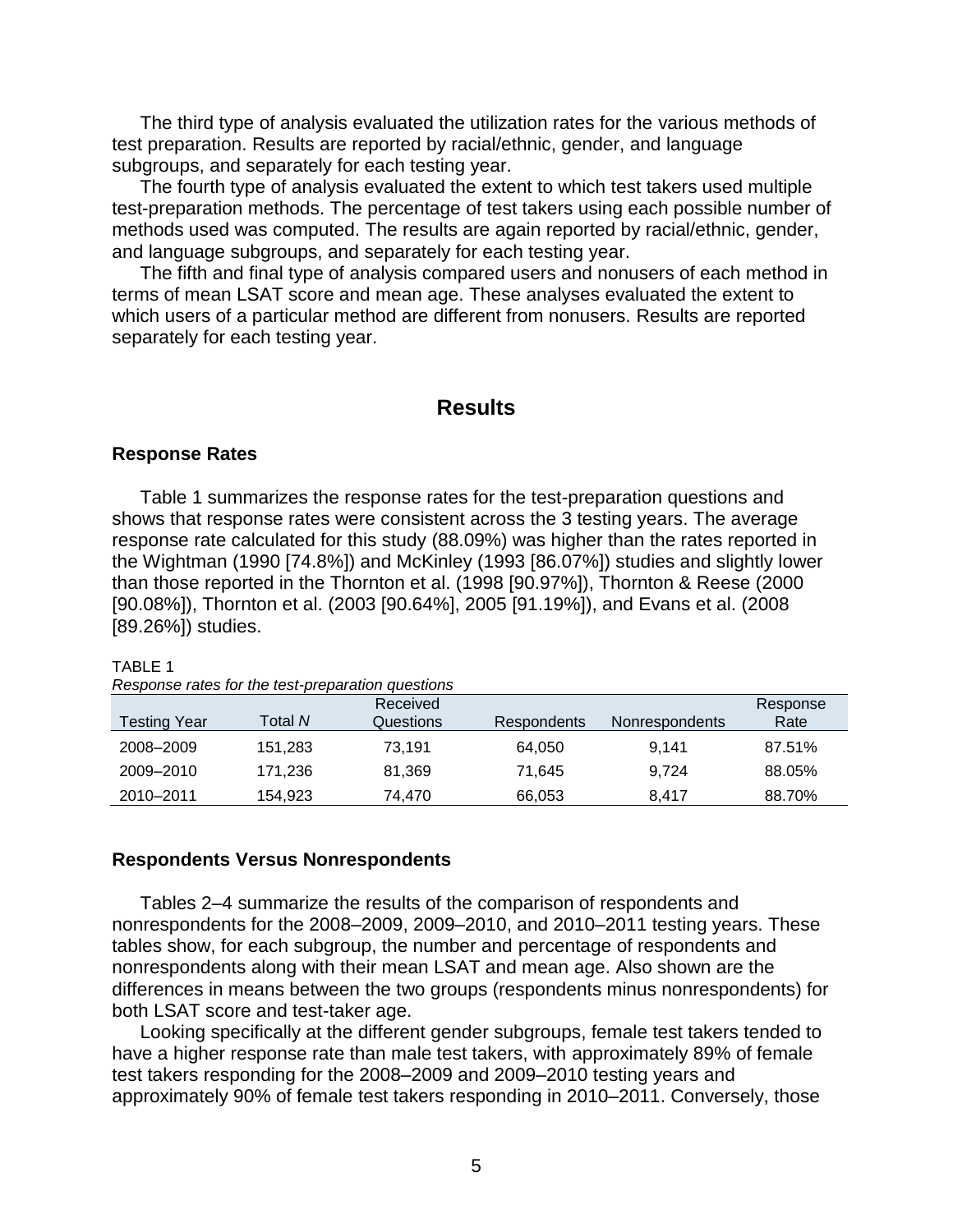The third type of analysis evaluated the utilization rates for the various methods of test preparation. Results are reported by racial/ethnic, gender, and language subgroups, and separately for each testing year.

The fourth type of analysis evaluated the extent to which test takers used multiple test-preparation methods. The percentage of test takers using each possible number of methods used was computed. The results are again reported by racial/ethnic, gender, and language subgroups, and separately for each testing year.

The fifth and final type of analysis compared users and nonusers of each method in terms of mean LSAT score and mean age. These analyses evaluated the extent to which users of a particular method are different from nonusers. Results are reported separately for each testing year.

## Results

### Response Rates

Table 1 summarizes the response rates for the test-preparation questions and shows that response rates were consistent across the 3 testing years. The average response rate calculated for this study (88.09%) was higher than the rates reported in the Wightman (1990 [74.8%]) and McKinley (1993 [86.07%]) studies and slightly lower than those reported in the Thornton et al. (1998 [90.97%]), Thornton & Reese (2000 [90.08%]), Thornton et al. (2003 [90.64%], 2005 [91.19%]), and Evans et al. (2008 [89.26%]) studies.

TABLE 1
*Response rates for the test-preparation questions*

| Testing Year | Total *N* | Received Questions | Respondents | Nonrespondents | Response Rate |
|---|---|---|---|---|---|
| 2008–2009 | 151,283 | 73,191 | 64,050 | 9,141 | 87.51% |
| 2009–2010 | 171,236 | 81,369 | 71,645 | 9,724 | 88.05% |
| 2010–2011 | 154,923 | 74,470 | 66,053 | 8,417 | 88.70% |

### Respondents Versus Nonrespondents

Tables 2–4 summarize the results of the comparison of respondents and nonrespondents for the 2008–2009, 2009–2010, and 2010–2011 testing years. These tables show, for each subgroup, the number and percentage of respondents and nonrespondents along with their mean LSAT and mean age. Also shown are the differences in means between the two groups (respondents minus nonrespondents) for both LSAT score and test-taker age.

Looking specifically at the different gender subgroups, female test takers tended to have a higher response rate than male test takers, with approximately 89% of female test takers responding for the 2008–2009 and 2009–2010 testing years and approximately 90% of female test takers responding in 2010–2011. Conversely, those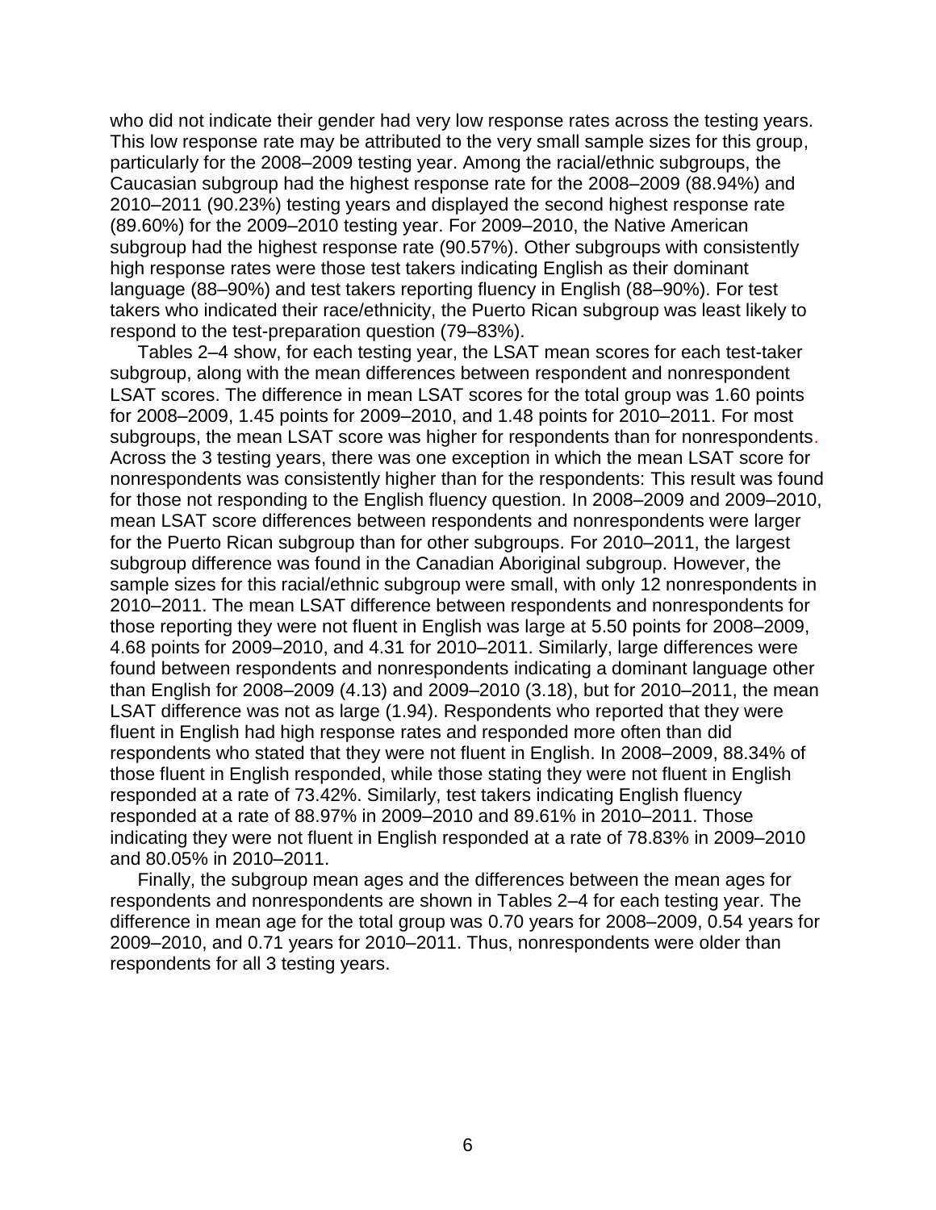who did not indicate their gender had very low response rates across the testing years. This low response rate may be attributed to the very small sample sizes for this group, particularly for the 2008–2009 testing year. Among the racial/ethnic subgroups, the Caucasian subgroup had the highest response rate for the 2008–2009 (88.94%) and 2010–2011 (90.23%) testing years and displayed the second highest response rate (89.60%) for the 2009–2010 testing year. For 2009–2010, the Native American subgroup had the highest response rate (90.57%). Other subgroups with consistently high response rates were those test takers indicating English as their dominant language (88–90%) and test takers reporting fluency in English (88–90%). For test takers who indicated their race/ethnicity, the Puerto Rican subgroup was least likely to respond to the test-preparation question (79–83%).

Tables 2–4 show, for each testing year, the LSAT mean scores for each test-taker subgroup, along with the mean differences between respondent and nonrespondent LSAT scores. The difference in mean LSAT scores for the total group was 1.60 points for 2008–2009, 1.45 points for 2009–2010, and 1.48 points for 2010–2011. For most subgroups, the mean LSAT score was higher for respondents than for nonrespondents. Across the 3 testing years, there was one exception in which the mean LSAT score for nonrespondents was consistently higher than for the respondents: This result was found for those not responding to the English fluency question. In 2008–2009 and 2009–2010, mean LSAT score differences between respondents and nonrespondents were larger for the Puerto Rican subgroup than for other subgroups. For 2010–2011, the largest subgroup difference was found in the Canadian Aboriginal subgroup. However, the sample sizes for this racial/ethnic subgroup were small, with only 12 nonrespondents in 2010–2011. The mean LSAT difference between respondents and nonrespondents for those reporting they were not fluent in English was large at 5.50 points for 2008–2009, 4.68 points for 2009–2010, and 4.31 for 2010–2011. Similarly, large differences were found between respondents and nonrespondents indicating a dominant language other than English for 2008–2009 (4.13) and 2009–2010 (3.18), but for 2010–2011, the mean LSAT difference was not as large (1.94). Respondents who reported that they were fluent in English had high response rates and responded more often than did respondents who stated that they were not fluent in English. In 2008–2009, 88.34% of those fluent in English responded, while those stating they were not fluent in English responded at a rate of 73.42%. Similarly, test takers indicating English fluency responded at a rate of 88.97% in 2009–2010 and 89.61% in 2010–2011. Those indicating they were not fluent in English responded at a rate of 78.83% in 2009–2010 and 80.05% in 2010–2011.

Finally, the subgroup mean ages and the differences between the mean ages for respondents and nonrespondents are shown in Tables 2–4 for each testing year. The difference in mean age for the total group was 0.70 years for 2008–2009, 0.54 years for 2009–2010, and 0.71 years for 2010–2011. Thus, nonrespondents were older than respondents for all 3 testing years.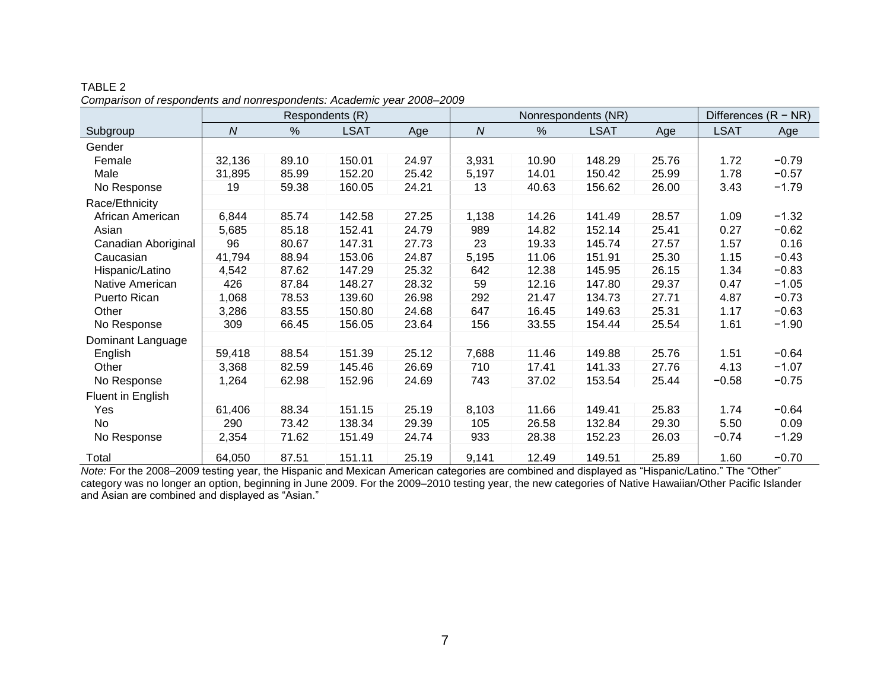TABLE 2

*Comparison of respondents and nonrespondents: Academic year 2008–2009*

| | Respondents (R) | | | | Nonrespondents (NR) | | | | Differences (R − NR) | |
|---|---|---|---|---|---|---|---|---|---|---|
| Subgroup | *N* | % | LSAT | Age | *N* | % | LSAT | Age | LSAT | Age |
| Gender | | | | | | | | | | |
| Female | 32,136 | 89.10 | 150.01 | 24.97 | 3,931 | 10.90 | 148.29 | 25.76 | 1.72 | −0.79 |
| Male | 31,895 | 85.99 | 152.20 | 25.42 | 5,197 | 14.01 | 150.42 | 25.99 | 1.78 | −0.57 |
| No Response | 19 | 59.38 | 160.05 | 24.21 | 13 | 40.63 | 156.62 | 26.00 | 3.43 | −1.79 |
| Race/Ethnicity | | | | | | | | | | |
| African American | 6,844 | 85.74 | 142.58 | 27.25 | 1,138 | 14.26 | 141.49 | 28.57 | 1.09 | −1.32 |
| Asian | 5,685 | 85.18 | 152.41 | 24.79 | 989 | 14.82 | 152.14 | 25.41 | 0.27 | −0.62 |
| Canadian Aboriginal | 96 | 80.67 | 147.31 | 27.73 | 23 | 19.33 | 145.74 | 27.57 | 1.57 | 0.16 |
| Caucasian | 41,794 | 88.94 | 153.06 | 24.87 | 5,195 | 11.06 | 151.91 | 25.30 | 1.15 | −0.43 |
| Hispanic/Latino | 4,542 | 87.62 | 147.29 | 25.32 | 642 | 12.38 | 145.95 | 26.15 | 1.34 | −0.83 |
| Native American | 426 | 87.84 | 148.27 | 28.32 | 59 | 12.16 | 147.80 | 29.37 | 0.47 | −1.05 |
| Puerto Rican | 1,068 | 78.53 | 139.60 | 26.98 | 292 | 21.47 | 134.73 | 27.71 | 4.87 | −0.73 |
| Other | 3,286 | 83.55 | 150.80 | 24.68 | 647 | 16.45 | 149.63 | 25.31 | 1.17 | −0.63 |
| No Response | 309 | 66.45 | 156.05 | 23.64 | 156 | 33.55 | 154.44 | 25.54 | 1.61 | −1.90 |
| Dominant Language | | | | | | | | | | |
| English | 59,418 | 88.54 | 151.39 | 25.12 | 7,688 | 11.46 | 149.88 | 25.76 | 1.51 | −0.64 |
| Other | 3,368 | 82.59 | 145.46 | 26.69 | 710 | 17.41 | 141.33 | 27.76 | 4.13 | −1.07 |
| No Response | 1,264 | 62.98 | 152.96 | 24.69 | 743 | 37.02 | 153.54 | 25.44 | −0.58 | −0.75 |
| Fluent in English | | | | | | | | | | |
| Yes | 61,406 | 88.34 | 151.15 | 25.19 | 8,103 | 11.66 | 149.41 | 25.83 | 1.74 | −0.64 |
| No | 290 | 73.42 | 138.34 | 29.39 | 105 | 26.58 | 132.84 | 29.30 | 5.50 | 0.09 |
| No Response | 2,354 | 71.62 | 151.49 | 24.74 | 933 | 28.38 | 152.23 | 26.03 | −0.74 | −1.29 |
| Total | 64,050 | 87.51 | 151.11 | 25.19 | 9,141 | 12.49 | 149.51 | 25.89 | 1.60 | −0.70 |

*Note:* For the 2008–2009 testing year, the Hispanic and Mexican American categories are combined and displayed as “Hispanic/Latino.” The “Other” category was no longer an option, beginning in June 2009. For the 2009–2010 testing year, the new categories of Native Hawaiian/Other Pacific Islander and Asian are combined and displayed as “Asian.”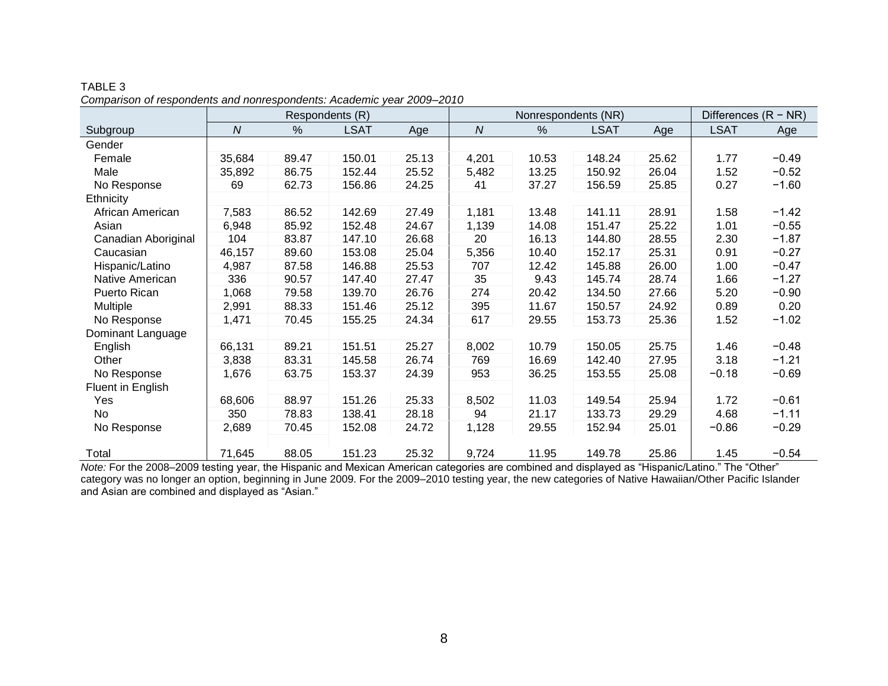TABLE 3

*Comparison of respondents and nonrespondents: Academic year 2009–2010*

| | Respondents (R) | | | | Nonrespondents (NR) | | | | Differences (R − NR) | |
|---|---|---|---|---|---|---|---|---|---|---|
| Subgroup | *N* | % | LSAT | Age | *N* | % | LSAT | Age | LSAT | Age |
| Gender | | | | | | | | | | |
| Female | 35,684 | 89.47 | 150.01 | 25.13 | 4,201 | 10.53 | 148.24 | 25.62 | 1.77 | −0.49 |
| Male | 35,892 | 86.75 | 152.44 | 25.52 | 5,482 | 13.25 | 150.92 | 26.04 | 1.52 | −0.52 |
| No Response | 69 | 62.73 | 156.86 | 24.25 | 41 | 37.27 | 156.59 | 25.85 | 0.27 | −1.60 |
| Ethnicity | | | | | | | | | | |
| African American | 7,583 | 86.52 | 142.69 | 27.49 | 1,181 | 13.48 | 141.11 | 28.91 | 1.58 | −1.42 |
| Asian | 6,948 | 85.92 | 152.48 | 24.67 | 1,139 | 14.08 | 151.47 | 25.22 | 1.01 | −0.55 |
| Canadian Aboriginal | 104 | 83.87 | 147.10 | 26.68 | 20 | 16.13 | 144.80 | 28.55 | 2.30 | −1.87 |
| Caucasian | 46,157 | 89.60 | 153.08 | 25.04 | 5,356 | 10.40 | 152.17 | 25.31 | 0.91 | −0.27 |
| Hispanic/Latino | 4,987 | 87.58 | 146.88 | 25.53 | 707 | 12.42 | 145.88 | 26.00 | 1.00 | −0.47 |
| Native American | 336 | 90.57 | 147.40 | 27.47 | 35 | 9.43 | 145.74 | 28.74 | 1.66 | −1.27 |
| Puerto Rican | 1,068 | 79.58 | 139.70 | 26.76 | 274 | 20.42 | 134.50 | 27.66 | 5.20 | −0.90 |
| Multiple | 2,991 | 88.33 | 151.46 | 25.12 | 395 | 11.67 | 150.57 | 24.92 | 0.89 | 0.20 |
| No Response | 1,471 | 70.45 | 155.25 | 24.34 | 617 | 29.55 | 153.73 | 25.36 | 1.52 | −1.02 |
| Dominant Language | | | | | | | | | | |
| English | 66,131 | 89.21 | 151.51 | 25.27 | 8,002 | 10.79 | 150.05 | 25.75 | 1.46 | −0.48 |
| Other | 3,838 | 83.31 | 145.58 | 26.74 | 769 | 16.69 | 142.40 | 27.95 | 3.18 | −1.21 |
| No Response | 1,676 | 63.75 | 153.37 | 24.39 | 953 | 36.25 | 153.55 | 25.08 | −0.18 | −0.69 |
| Fluent in English | | | | | | | | | | |
| Yes | 68,606 | 88.97 | 151.26 | 25.33 | 8,502 | 11.03 | 149.54 | 25.94 | 1.72 | −0.61 |
| No | 350 | 78.83 | 138.41 | 28.18 | 94 | 21.17 | 133.73 | 29.29 | 4.68 | −1.11 |
| No Response | 2,689 | 70.45 | 152.08 | 24.72 | 1,128 | 29.55 | 152.94 | 25.01 | −0.86 | −0.29 |
| Total | 71,645 | 88.05 | 151.23 | 25.32 | 9,724 | 11.95 | 149.78 | 25.86 | 1.45 | −0.54 |

*Note:* For the 2008–2009 testing year, the Hispanic and Mexican American categories are combined and displayed as "Hispanic/Latino." The "Other" category was no longer an option, beginning in June 2009. For the 2009–2010 testing year, the new categories of Native Hawaiian/Other Pacific Islander and Asian are combined and displayed as "Asian."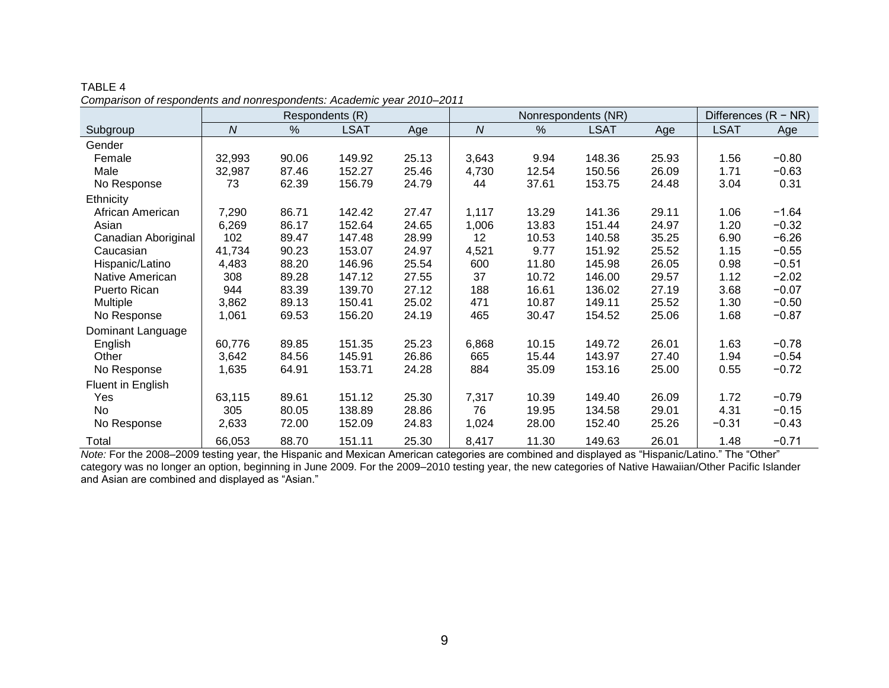TABLE 4

*Comparison of respondents and nonrespondents: Academic year 2010–2011*

| | Respondents (R) | | | | Nonrespondents (NR) | | | | Differences (R − NR) | |
|---|---|---|---|---|---|---|---|---|---|---|
| Subgroup | *N* | % | LSAT | Age | *N* | % | LSAT | Age | LSAT | Age |
| Gender | | | | | | | | | | |
| Female | 32,993 | 90.06 | 149.92 | 25.13 | 3,643 | 9.94 | 148.36 | 25.93 | 1.56 | −0.80 |
| Male | 32,987 | 87.46 | 152.27 | 25.46 | 4,730 | 12.54 | 150.56 | 26.09 | 1.71 | −0.63 |
| No Response | 73 | 62.39 | 156.79 | 24.79 | 44 | 37.61 | 153.75 | 24.48 | 3.04 | 0.31 |
| Ethnicity | | | | | | | | | | |
| African American | 7,290 | 86.71 | 142.42 | 27.47 | 1,117 | 13.29 | 141.36 | 29.11 | 1.06 | −1.64 |
| Asian | 6,269 | 86.17 | 152.64 | 24.65 | 1,006 | 13.83 | 151.44 | 24.97 | 1.20 | −0.32 |
| Canadian Aboriginal | 102 | 89.47 | 147.48 | 28.99 | 12 | 10.53 | 140.58 | 35.25 | 6.90 | −6.26 |
| Caucasian | 41,734 | 90.23 | 153.07 | 24.97 | 4,521 | 9.77 | 151.92 | 25.52 | 1.15 | −0.55 |
| Hispanic/Latino | 4,483 | 88.20 | 146.96 | 25.54 | 600 | 11.80 | 145.98 | 26.05 | 0.98 | −0.51 |
| Native American | 308 | 89.28 | 147.12 | 27.55 | 37 | 10.72 | 146.00 | 29.57 | 1.12 | −2.02 |
| Puerto Rican | 944 | 83.39 | 139.70 | 27.12 | 188 | 16.61 | 136.02 | 27.19 | 3.68 | −0.07 |
| Multiple | 3,862 | 89.13 | 150.41 | 25.02 | 471 | 10.87 | 149.11 | 25.52 | 1.30 | −0.50 |
| No Response | 1,061 | 69.53 | 156.20 | 24.19 | 465 | 30.47 | 154.52 | 25.06 | 1.68 | −0.87 |
| Dominant Language | | | | | | | | | | |
| English | 60,776 | 89.85 | 151.35 | 25.23 | 6,868 | 10.15 | 149.72 | 26.01 | 1.63 | −0.78 |
| Other | 3,642 | 84.56 | 145.91 | 26.86 | 665 | 15.44 | 143.97 | 27.40 | 1.94 | −0.54 |
| No Response | 1,635 | 64.91 | 153.71 | 24.28 | 884 | 35.09 | 153.16 | 25.00 | 0.55 | −0.72 |
| Fluent in English | | | | | | | | | | |
| Yes | 63,115 | 89.61 | 151.12 | 25.30 | 7,317 | 10.39 | 149.40 | 26.09 | 1.72 | −0.79 |
| No | 305 | 80.05 | 138.89 | 28.86 | 76 | 19.95 | 134.58 | 29.01 | 4.31 | −0.15 |
| No Response | 2,633 | 72.00 | 152.09 | 24.83 | 1,024 | 28.00 | 152.40 | 25.26 | −0.31 | −0.43 |
| Total | 66,053 | 88.70 | 151.11 | 25.30 | 8,417 | 11.30 | 149.63 | 26.01 | 1.48 | −0.71 |

*Note:* For the 2008–2009 testing year, the Hispanic and Mexican American categories are combined and displayed as "Hispanic/Latino." The "Other" category was no longer an option, beginning in June 2009. For the 2009–2010 testing year, the new categories of Native Hawaiian/Other Pacific Islander and Asian are combined and displayed as "Asian."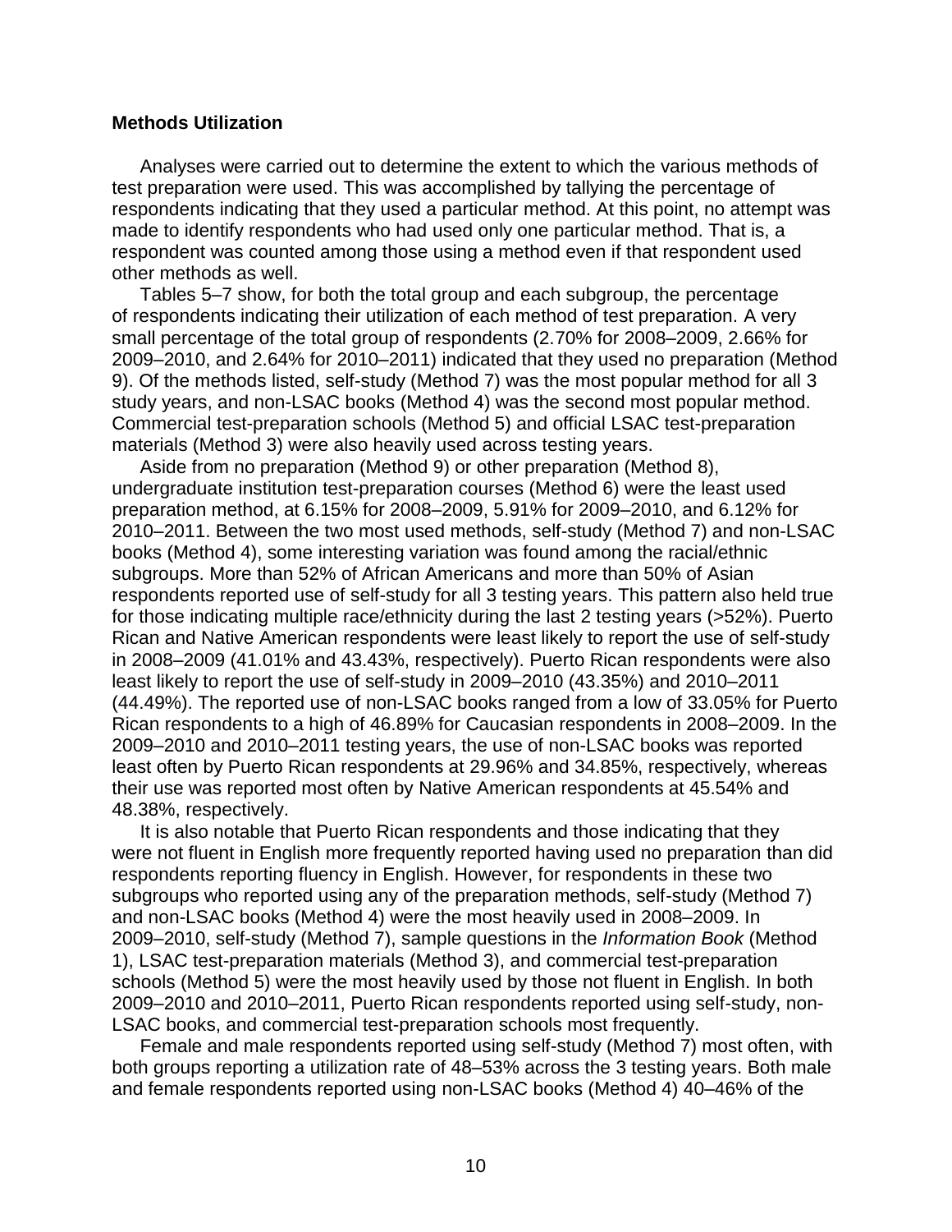### Methods Utilization

Analyses were carried out to determine the extent to which the various methods of test preparation were used. This was accomplished by tallying the percentage of respondents indicating that they used a particular method. At this point, no attempt was made to identify respondents who had used only one particular method. That is, a respondent was counted among those using a method even if that respondent used other methods as well.

Tables 5–7 show, for both the total group and each subgroup, the percentage of respondents indicating their utilization of each method of test preparation. A very small percentage of the total group of respondents (2.70% for 2008–2009, 2.66% for 2009–2010, and 2.64% for 2010–2011) indicated that they used no preparation (Method 9). Of the methods listed, self-study (Method 7) was the most popular method for all 3 study years, and non-LSAC books (Method 4) was the second most popular method. Commercial test-preparation schools (Method 5) and official LSAC test-preparation materials (Method 3) were also heavily used across testing years.

Aside from no preparation (Method 9) or other preparation (Method 8), undergraduate institution test-preparation courses (Method 6) were the least used preparation method, at 6.15% for 2008–2009, 5.91% for 2009–2010, and 6.12% for 2010–2011. Between the two most used methods, self-study (Method 7) and non-LSAC books (Method 4), some interesting variation was found among the racial/ethnic subgroups. More than 52% of African Americans and more than 50% of Asian respondents reported use of self-study for all 3 testing years. This pattern also held true for those indicating multiple race/ethnicity during the last 2 testing years (>52%). Puerto Rican and Native American respondents were least likely to report the use of self-study in 2008–2009 (41.01% and 43.43%, respectively). Puerto Rican respondents were also least likely to report the use of self-study in 2009–2010 (43.35%) and 2010–2011 (44.49%). The reported use of non-LSAC books ranged from a low of 33.05% for Puerto Rican respondents to a high of 46.89% for Caucasian respondents in 2008–2009. In the 2009–2010 and 2010–2011 testing years, the use of non-LSAC books was reported least often by Puerto Rican respondents at 29.96% and 34.85%, respectively, whereas their use was reported most often by Native American respondents at 45.54% and 48.38%, respectively.

It is also notable that Puerto Rican respondents and those indicating that they were not fluent in English more frequently reported having used no preparation than did respondents reporting fluency in English. However, for respondents in these two subgroups who reported using any of the preparation methods, self-study (Method 7) and non-LSAC books (Method 4) were the most heavily used in 2008–2009. In 2009–2010, self-study (Method 7), sample questions in the *Information Book* (Method 1), LSAC test-preparation materials (Method 3), and commercial test-preparation schools (Method 5) were the most heavily used by those not fluent in English. In both 2009–2010 and 2010–2011, Puerto Rican respondents reported using self-study, non-LSAC books, and commercial test-preparation schools most frequently.

Female and male respondents reported using self-study (Method 7) most often, with both groups reporting a utilization rate of 48–53% across the 3 testing years. Both male and female respondents reported using non-LSAC books (Method 4) 40–46% of the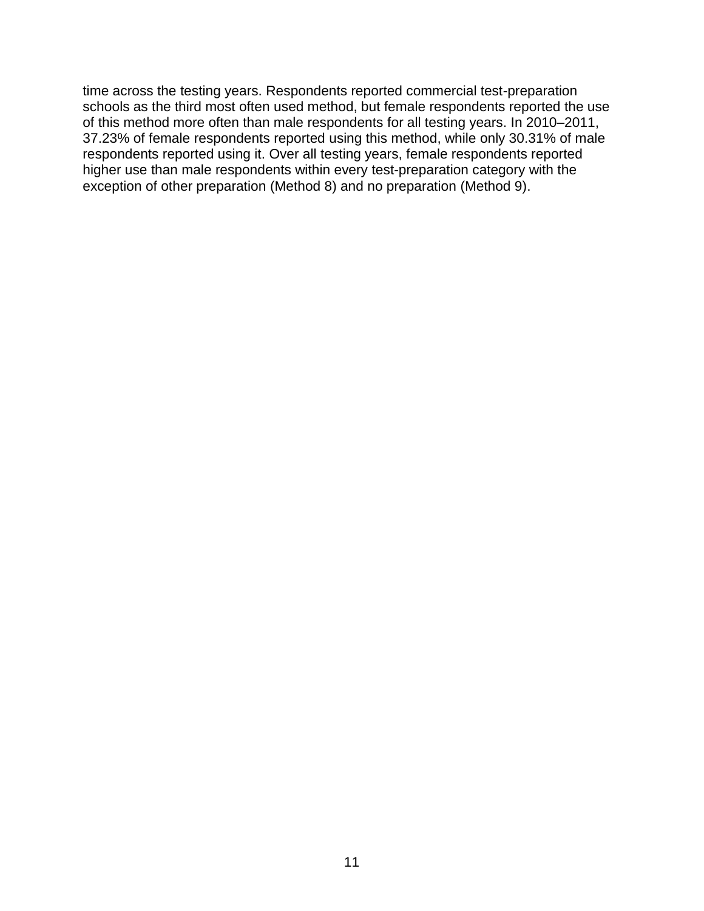time across the testing years. Respondents reported commercial test-preparation schools as the third most often used method, but female respondents reported the use of this method more often than male respondents for all testing years. In 2010–2011, 37.23% of female respondents reported using this method, while only 30.31% of male respondents reported using it. Over all testing years, female respondents reported higher use than male respondents within every test-preparation category with the exception of other preparation (Method 8) and no preparation (Method 9).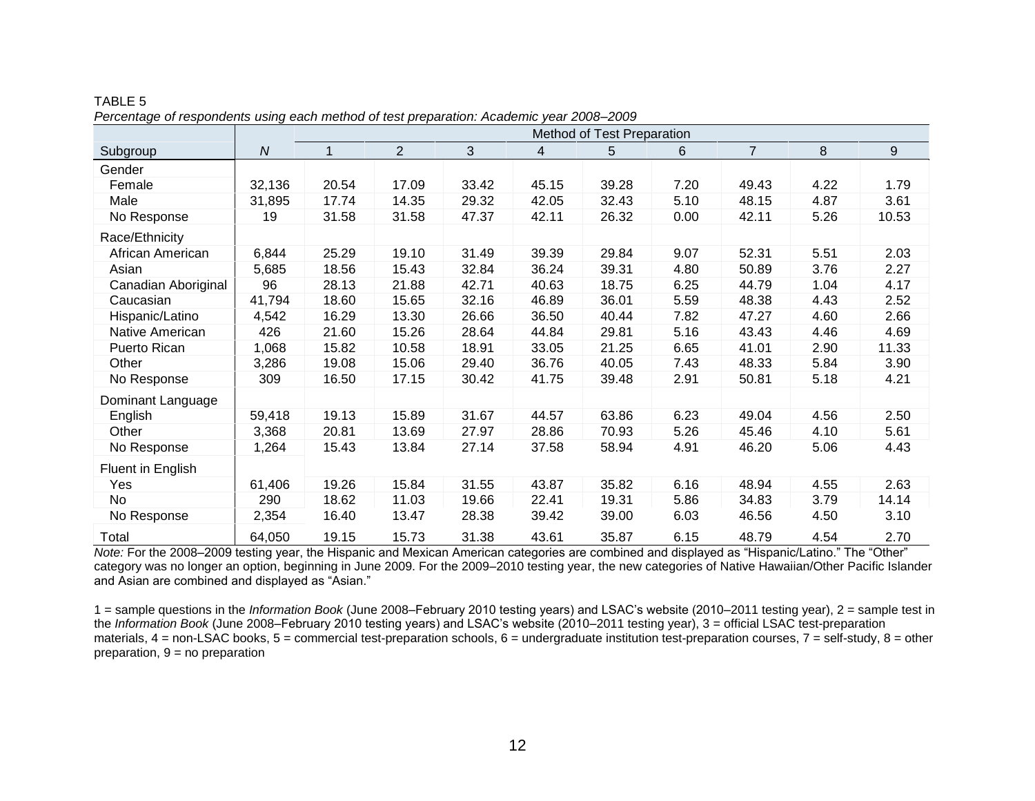TABLE 5

*Percentage of respondents using each method of test preparation: Academic year 2008–2009*

| | | Method of Test Preparation | | | | | | | | |
|---|---|---|---|---|---|---|---|---|---|---|
| Subgroup | *N* | 1 | 2 | 3 | 4 | 5 | 6 | 7 | 8 | 9 |
| Gender | | | | | | | | | | |
| Female | 32,136 | 20.54 | 17.09 | 33.42 | 45.15 | 39.28 | 7.20 | 49.43 | 4.22 | 1.79 |
| Male | 31,895 | 17.74 | 14.35 | 29.32 | 42.05 | 32.43 | 5.10 | 48.15 | 4.87 | 3.61 |
| No Response | 19 | 31.58 | 31.58 | 47.37 | 42.11 | 26.32 | 0.00 | 42.11 | 5.26 | 10.53 |
| Race/Ethnicity | | | | | | | | | | |
| African American | 6,844 | 25.29 | 19.10 | 31.49 | 39.39 | 29.84 | 9.07 | 52.31 | 5.51 | 2.03 |
| Asian | 5,685 | 18.56 | 15.43 | 32.84 | 36.24 | 39.31 | 4.80 | 50.89 | 3.76 | 2.27 |
| Canadian Aboriginal | 96 | 28.13 | 21.88 | 42.71 | 40.63 | 18.75 | 6.25 | 44.79 | 1.04 | 4.17 |
| Caucasian | 41,794 | 18.60 | 15.65 | 32.16 | 46.89 | 36.01 | 5.59 | 48.38 | 4.43 | 2.52 |
| Hispanic/Latino | 4,542 | 16.29 | 13.30 | 26.66 | 36.50 | 40.44 | 7.82 | 47.27 | 4.60 | 2.66 |
| Native American | 426 | 21.60 | 15.26 | 28.64 | 44.84 | 29.81 | 5.16 | 43.43 | 4.46 | 4.69 |
| Puerto Rican | 1,068 | 15.82 | 10.58 | 18.91 | 33.05 | 21.25 | 6.65 | 41.01 | 2.90 | 11.33 |
| Other | 3,286 | 19.08 | 15.06 | 29.40 | 36.76 | 40.05 | 7.43 | 48.33 | 5.84 | 3.90 |
| No Response | 309 | 16.50 | 17.15 | 30.42 | 41.75 | 39.48 | 2.91 | 50.81 | 5.18 | 4.21 |
| Dominant Language | | | | | | | | | | |
| English | 59,418 | 19.13 | 15.89 | 31.67 | 44.57 | 63.86 | 6.23 | 49.04 | 4.56 | 2.50 |
| Other | 3,368 | 20.81 | 13.69 | 27.97 | 28.86 | 70.93 | 5.26 | 45.46 | 4.10 | 5.61 |
| No Response | 1,264 | 15.43 | 13.84 | 27.14 | 37.58 | 58.94 | 4.91 | 46.20 | 5.06 | 4.43 |
| Fluent in English | | | | | | | | | | |
| Yes | 61,406 | 19.26 | 15.84 | 31.55 | 43.87 | 35.82 | 6.16 | 48.94 | 4.55 | 2.63 |
| No | 290 | 18.62 | 11.03 | 19.66 | 22.41 | 19.31 | 5.86 | 34.83 | 3.79 | 14.14 |
| No Response | 2,354 | 16.40 | 13.47 | 28.38 | 39.42 | 39.00 | 6.03 | 46.56 | 4.50 | 3.10 |
| Total | 64,050 | 19.15 | 15.73 | 31.38 | 43.61 | 35.87 | 6.15 | 48.79 | 4.54 | 2.70 |

*Note:* For the 2008–2009 testing year, the Hispanic and Mexican American categories are combined and displayed as "Hispanic/Latino." The "Other" category was no longer an option, beginning in June 2009. For the 2009–2010 testing year, the new categories of Native Hawaiian/Other Pacific Islander and Asian are combined and displayed as "Asian."

1 = sample questions in the *Information Book* (June 2008–February 2010 testing years) and LSAC's website (2010–2011 testing year), 2 = sample test in the *Information Book* (June 2008–February 2010 testing years) and LSAC's website (2010–2011 testing year), 3 = official LSAC test-preparation materials, 4 = non-LSAC books, 5 = commercial test-preparation schools, 6 = undergraduate institution test-preparation courses, 7 = self-study, 8 = other preparation, 9 = no preparation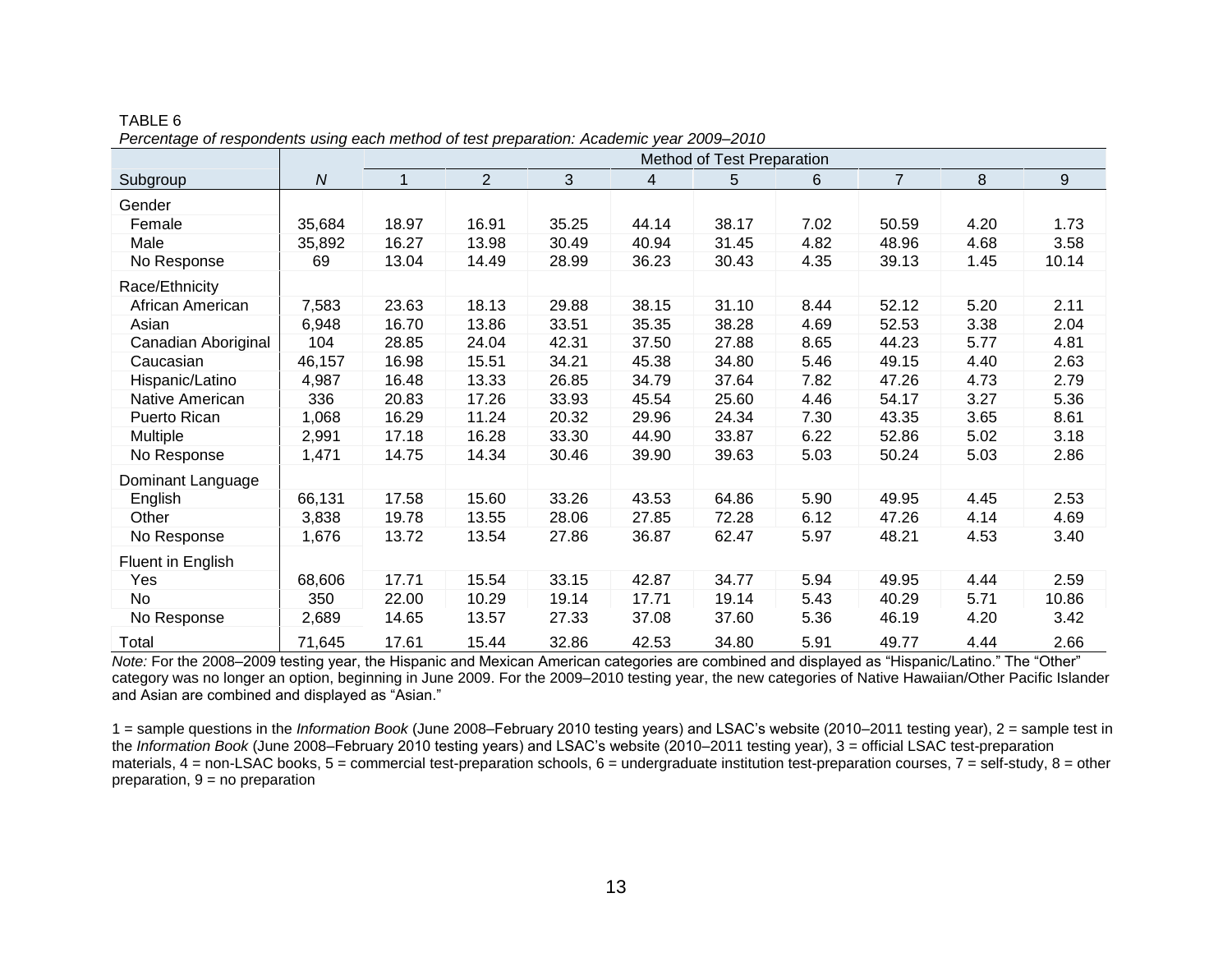TABLE 6

*Percentage of respondents using each method of test preparation: Academic year 2009–2010*

| | | Method of Test Preparation | | | | | | | | |
|---|---|---|---|---|---|---|---|---|---|---|
| Subgroup | *N* | 1 | 2 | 3 | 4 | 5 | 6 | 7 | 8 | 9 |
| **Gender** | | | | | | | | | | |
| Female | 35,684 | 18.97 | 16.91 | 35.25 | 44.14 | 38.17 | 7.02 | 50.59 | 4.20 | 1.73 |
| Male | 35,892 | 16.27 | 13.98 | 30.49 | 40.94 | 31.45 | 4.82 | 48.96 | 4.68 | 3.58 |
| No Response | 69 | 13.04 | 14.49 | 28.99 | 36.23 | 30.43 | 4.35 | 39.13 | 1.45 | 10.14 |
| **Race/Ethnicity** | | | | | | | | | | |
| African American | 7,583 | 23.63 | 18.13 | 29.88 | 38.15 | 31.10 | 8.44 | 52.12 | 5.20 | 2.11 |
| Asian | 6,948 | 16.70 | 13.86 | 33.51 | 35.35 | 38.28 | 4.69 | 52.53 | 3.38 | 2.04 |
| Canadian Aboriginal | 104 | 28.85 | 24.04 | 42.31 | 37.50 | 27.88 | 8.65 | 44.23 | 5.77 | 4.81 |
| Caucasian | 46,157 | 16.98 | 15.51 | 34.21 | 45.38 | 34.80 | 5.46 | 49.15 | 4.40 | 2.63 |
| Hispanic/Latino | 4,987 | 16.48 | 13.33 | 26.85 | 34.79 | 37.64 | 7.82 | 47.26 | 4.73 | 2.79 |
| Native American | 336 | 20.83 | 17.26 | 33.93 | 45.54 | 25.60 | 4.46 | 54.17 | 3.27 | 5.36 |
| Puerto Rican | 1,068 | 16.29 | 11.24 | 20.32 | 29.96 | 24.34 | 7.30 | 43.35 | 3.65 | 8.61 |
| Multiple | 2,991 | 17.18 | 16.28 | 33.30 | 44.90 | 33.87 | 6.22 | 52.86 | 5.02 | 3.18 |
| No Response | 1,471 | 14.75 | 14.34 | 30.46 | 39.90 | 39.63 | 5.03 | 50.24 | 5.03 | 2.86 |
| **Dominant Language** | | | | | | | | | | |
| English | 66,131 | 17.58 | 15.60 | 33.26 | 43.53 | 64.86 | 5.90 | 49.95 | 4.45 | 2.53 |
| Other | 3,838 | 19.78 | 13.55 | 28.06 | 27.85 | 72.28 | 6.12 | 47.26 | 4.14 | 4.69 |
| No Response | 1,676 | 13.72 | 13.54 | 27.86 | 36.87 | 62.47 | 5.97 | 48.21 | 4.53 | 3.40 |
| **Fluent in English** | | | | | | | | | | |
| Yes | 68,606 | 17.71 | 15.54 | 33.15 | 42.87 | 34.77 | 5.94 | 49.95 | 4.44 | 2.59 |
| No | 350 | 22.00 | 10.29 | 19.14 | 17.71 | 19.14 | 5.43 | 40.29 | 5.71 | 10.86 |
| No Response | 2,689 | 14.65 | 13.57 | 27.33 | 37.08 | 37.60 | 5.36 | 46.19 | 4.20 | 3.42 |
| Total | 71,645 | 17.61 | 15.44 | 32.86 | 42.53 | 34.80 | 5.91 | 49.77 | 4.44 | 2.66 |

*Note:* For the 2008–2009 testing year, the Hispanic and Mexican American categories are combined and displayed as "Hispanic/Latino." The "Other" category was no longer an option, beginning in June 2009. For the 2009–2010 testing year, the new categories of Native Hawaiian/Other Pacific Islander and Asian are combined and displayed as "Asian."

1 = sample questions in the *Information Book* (June 2008–February 2010 testing years) and LSAC's website (2010–2011 testing year), 2 = sample test in the *Information Book* (June 2008–February 2010 testing years) and LSAC's website (2010–2011 testing year), 3 = official LSAC test-preparation materials, 4 = non-LSAC books, 5 = commercial test-preparation schools, 6 = undergraduate institution test-preparation courses, 7 = self-study, 8 = other preparation, 9 = no preparation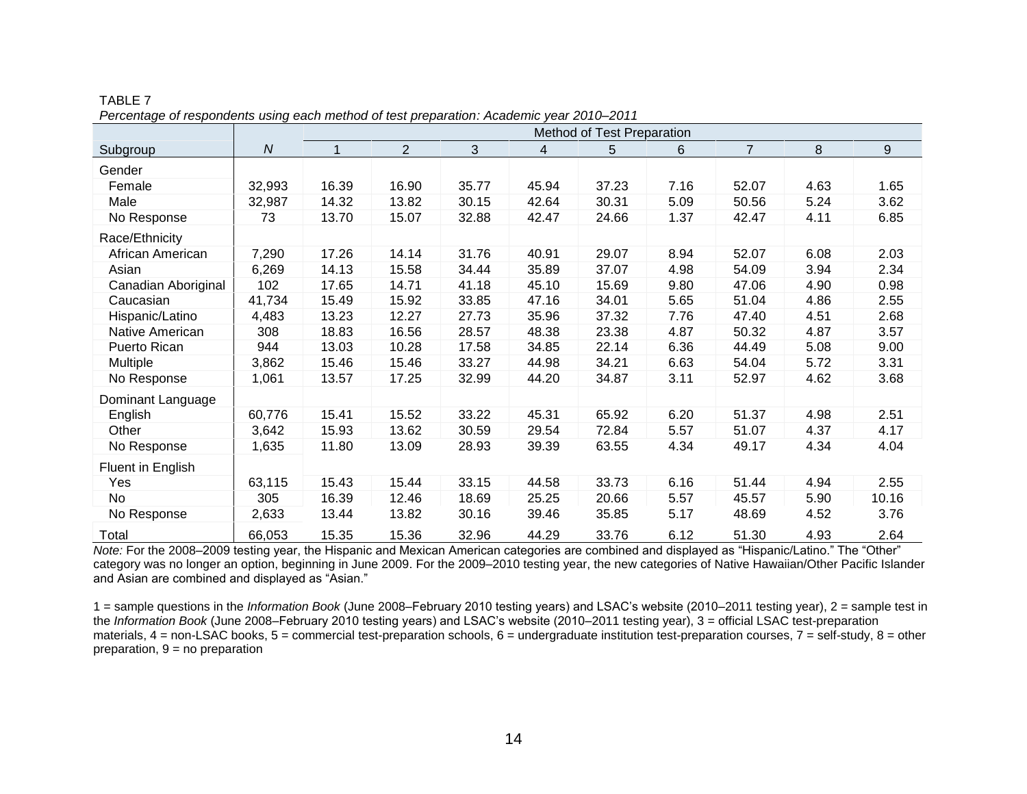TABLE 7

*Percentage of respondents using each method of test preparation: Academic year 2010–2011*

| | | Method of Test Preparation | | | | | | | | |
|---|---|---|---|---|---|---|---|---|---|---|
| Subgroup | *N* | 1 | 2 | 3 | 4 | 5 | 6 | 7 | 8 | 9 |
| Gender | | | | | | | | | | |
| Female | 32,993 | 16.39 | 16.90 | 35.77 | 45.94 | 37.23 | 7.16 | 52.07 | 4.63 | 1.65 |
| Male | 32,987 | 14.32 | 13.82 | 30.15 | 42.64 | 30.31 | 5.09 | 50.56 | 5.24 | 3.62 |
| No Response | 73 | 13.70 | 15.07 | 32.88 | 42.47 | 24.66 | 1.37 | 42.47 | 4.11 | 6.85 |
| Race/Ethnicity | | | | | | | | | | |
| African American | 7,290 | 17.26 | 14.14 | 31.76 | 40.91 | 29.07 | 8.94 | 52.07 | 6.08 | 2.03 |
| Asian | 6,269 | 14.13 | 15.58 | 34.44 | 35.89 | 37.07 | 4.98 | 54.09 | 3.94 | 2.34 |
| Canadian Aboriginal | 102 | 17.65 | 14.71 | 41.18 | 45.10 | 15.69 | 9.80 | 47.06 | 4.90 | 0.98 |
| Caucasian | 41,734 | 15.49 | 15.92 | 33.85 | 47.16 | 34.01 | 5.65 | 51.04 | 4.86 | 2.55 |
| Hispanic/Latino | 4,483 | 13.23 | 12.27 | 27.73 | 35.96 | 37.32 | 7.76 | 47.40 | 4.51 | 2.68 |
| Native American | 308 | 18.83 | 16.56 | 28.57 | 48.38 | 23.38 | 4.87 | 50.32 | 4.87 | 3.57 |
| Puerto Rican | 944 | 13.03 | 10.28 | 17.58 | 34.85 | 22.14 | 6.36 | 44.49 | 5.08 | 9.00 |
| Multiple | 3,862 | 15.46 | 15.46 | 33.27 | 44.98 | 34.21 | 6.63 | 54.04 | 5.72 | 3.31 |
| No Response | 1,061 | 13.57 | 17.25 | 32.99 | 44.20 | 34.87 | 3.11 | 52.97 | 4.62 | 3.68 |
| Dominant Language | | | | | | | | | | |
| English | 60,776 | 15.41 | 15.52 | 33.22 | 45.31 | 65.92 | 6.20 | 51.37 | 4.98 | 2.51 |
| Other | 3,642 | 15.93 | 13.62 | 30.59 | 29.54 | 72.84 | 5.57 | 51.07 | 4.37 | 4.17 |
| No Response | 1,635 | 11.80 | 13.09 | 28.93 | 39.39 | 63.55 | 4.34 | 49.17 | 4.34 | 4.04 |
| Fluent in English | | | | | | | | | | |
| Yes | 63,115 | 15.43 | 15.44 | 33.15 | 44.58 | 33.73 | 6.16 | 51.44 | 4.94 | 2.55 |
| No | 305 | 16.39 | 12.46 | 18.69 | 25.25 | 20.66 | 5.57 | 45.57 | 5.90 | 10.16 |
| No Response | 2,633 | 13.44 | 13.82 | 30.16 | 39.46 | 35.85 | 5.17 | 48.69 | 4.52 | 3.76 |
| Total | 66,053 | 15.35 | 15.36 | 32.96 | 44.29 | 33.76 | 6.12 | 51.30 | 4.93 | 2.64 |

*Note:* For the 2008–2009 testing year, the Hispanic and Mexican American categories are combined and displayed as "Hispanic/Latino." The "Other" category was no longer an option, beginning in June 2009. For the 2009–2010 testing year, the new categories of Native Hawaiian/Other Pacific Islander and Asian are combined and displayed as "Asian."

1 = sample questions in the *Information Book* (June 2008–February 2010 testing years) and LSAC's website (2010–2011 testing year), 2 = sample test in the *Information Book* (June 2008–February 2010 testing years) and LSAC's website (2010–2011 testing year), 3 = official LSAC test-preparation materials, 4 = non-LSAC books, 5 = commercial test-preparation schools, 6 = undergraduate institution test-preparation courses, 7 = self-study, 8 = other preparation, 9 = no preparation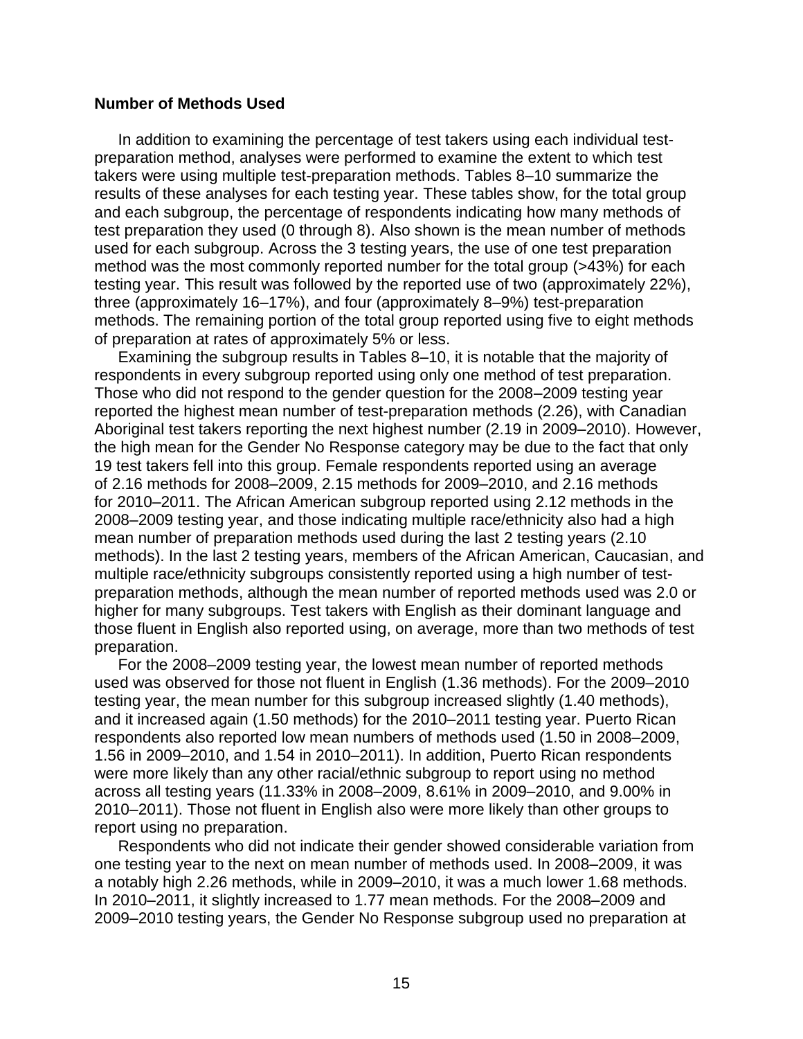### Number of Methods Used

In addition to examining the percentage of test takers using each individual test-preparation method, analyses were performed to examine the extent to which test takers were using multiple test-preparation methods. Tables 8–10 summarize the results of these analyses for each testing year. These tables show, for the total group and each subgroup, the percentage of respondents indicating how many methods of test preparation they used (0 through 8). Also shown is the mean number of methods used for each subgroup. Across the 3 testing years, the use of one test preparation method was the most commonly reported number for the total group (>43%) for each testing year. This result was followed by the reported use of two (approximately 22%), three (approximately 16–17%), and four (approximately 8–9%) test-preparation methods. The remaining portion of the total group reported using five to eight methods of preparation at rates of approximately 5% or less.

Examining the subgroup results in Tables 8–10, it is notable that the majority of respondents in every subgroup reported using only one method of test preparation. Those who did not respond to the gender question for the 2008–2009 testing year reported the highest mean number of test-preparation methods (2.26), with Canadian Aboriginal test takers reporting the next highest number (2.19 in 2009–2010). However, the high mean for the Gender No Response category may be due to the fact that only 19 test takers fell into this group. Female respondents reported using an average of 2.16 methods for 2008–2009, 2.15 methods for 2009–2010, and 2.16 methods for 2010–2011. The African American subgroup reported using 2.12 methods in the 2008–2009 testing year, and those indicating multiple race/ethnicity also had a high mean number of preparation methods used during the last 2 testing years (2.10 methods). In the last 2 testing years, members of the African American, Caucasian, and multiple race/ethnicity subgroups consistently reported using a high number of test-preparation methods, although the mean number of reported methods used was 2.0 or higher for many subgroups. Test takers with English as their dominant language and those fluent in English also reported using, on average, more than two methods of test preparation.

For the 2008–2009 testing year, the lowest mean number of reported methods used was observed for those not fluent in English (1.36 methods). For the 2009–2010 testing year, the mean number for this subgroup increased slightly (1.40 methods), and it increased again (1.50 methods) for the 2010–2011 testing year. Puerto Rican respondents also reported low mean numbers of methods used (1.50 in 2008–2009, 1.56 in 2009–2010, and 1.54 in 2010–2011). In addition, Puerto Rican respondents were more likely than any other racial/ethnic subgroup to report using no method across all testing years (11.33% in 2008–2009, 8.61% in 2009–2010, and 9.00% in 2010–2011). Those not fluent in English also were more likely than other groups to report using no preparation.

Respondents who did not indicate their gender showed considerable variation from one testing year to the next on mean number of methods used. In 2008–2009, it was a notably high 2.26 methods, while in 2009–2010, it was a much lower 1.68 methods. In 2010–2011, it slightly increased to 1.77 mean methods. For the 2008–2009 and 2009–2010 testing years, the Gender No Response subgroup used no preparation at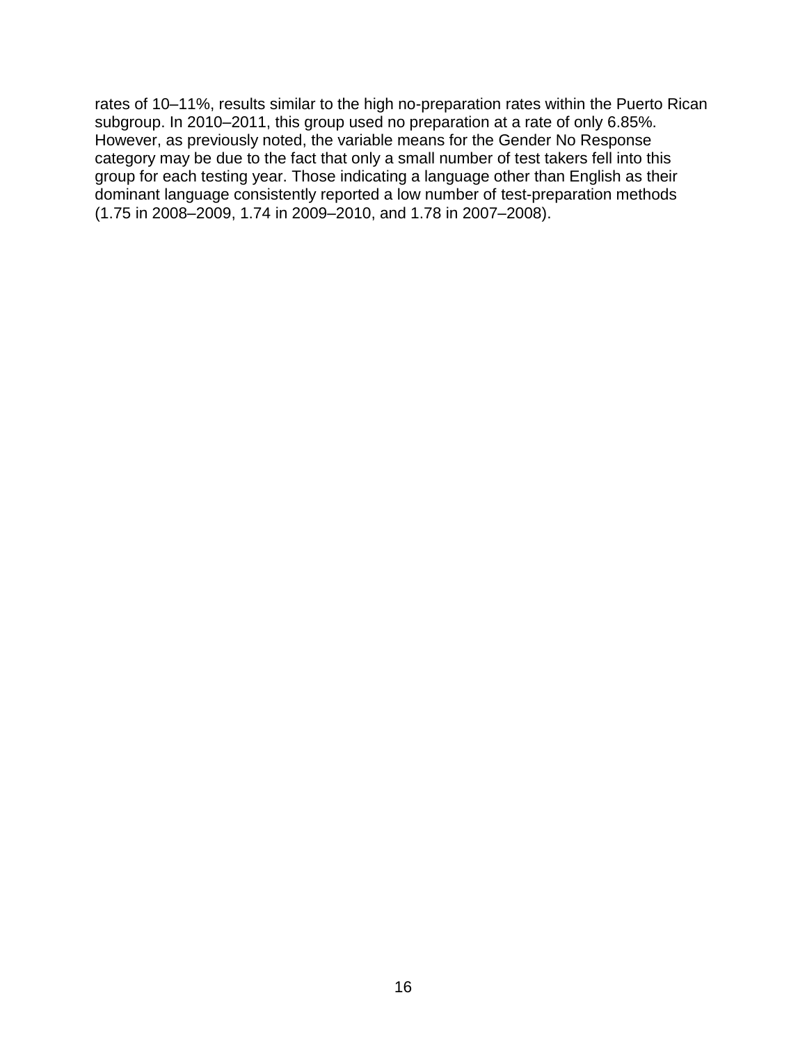rates of 10–11%, results similar to the high no-preparation rates within the Puerto Rican subgroup. In 2010–2011, this group used no preparation at a rate of only 6.85%. However, as previously noted, the variable means for the Gender No Response category may be due to the fact that only a small number of test takers fell into this group for each testing year. Those indicating a language other than English as their dominant language consistently reported a low number of test-preparation methods (1.75 in 2008–2009, 1.74 in 2009–2010, and 1.78 in 2007–2008).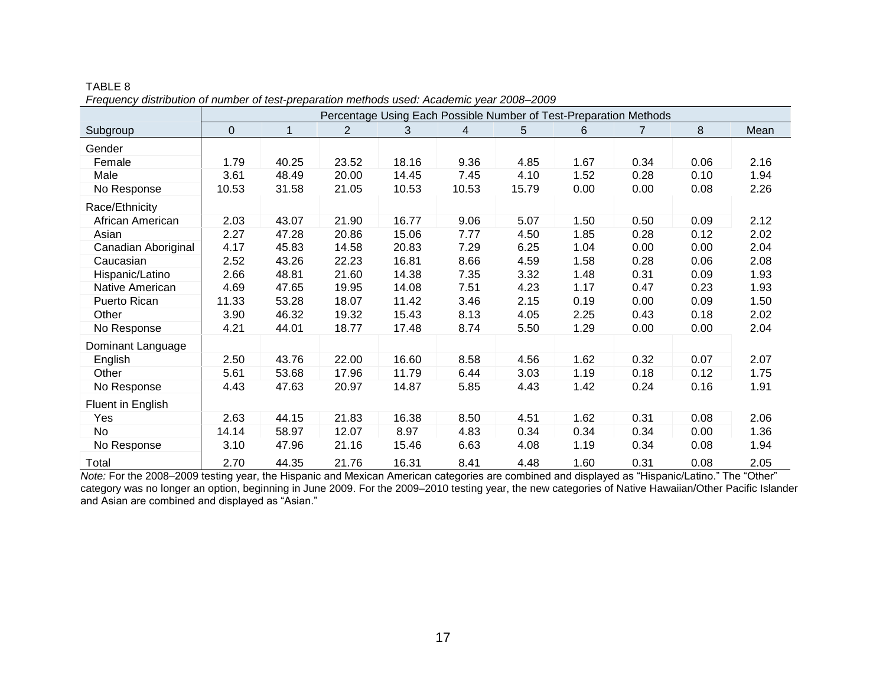TABLE 8

*Frequency distribution of number of test-preparation methods used: Academic year 2008–2009*

| | Percentage Using Each Possible Number of Test-Preparation Methods | | | | | | | | | |
|---|---|---|---|---|---|---|---|---|---|---|
| Subgroup | 0 | 1 | 2 | 3 | 4 | 5 | 6 | 7 | 8 | Mean |
| Gender | | | | | | | | | | |
| Female | 1.79 | 40.25 | 23.52 | 18.16 | 9.36 | 4.85 | 1.67 | 0.34 | 0.06 | 2.16 |
| Male | 3.61 | 48.49 | 20.00 | 14.45 | 7.45 | 4.10 | 1.52 | 0.28 | 0.10 | 1.94 |
| No Response | 10.53 | 31.58 | 21.05 | 10.53 | 10.53 | 15.79 | 0.00 | 0.00 | 0.08 | 2.26 |
| Race/Ethnicity | | | | | | | | | | |
| African American | 2.03 | 43.07 | 21.90 | 16.77 | 9.06 | 5.07 | 1.50 | 0.50 | 0.09 | 2.12 |
| Asian | 2.27 | 47.28 | 20.86 | 15.06 | 7.77 | 4.50 | 1.85 | 0.28 | 0.12 | 2.02 |
| Canadian Aboriginal | 4.17 | 45.83 | 14.58 | 20.83 | 7.29 | 6.25 | 1.04 | 0.00 | 0.00 | 2.04 |
| Caucasian | 2.52 | 43.26 | 22.23 | 16.81 | 8.66 | 4.59 | 1.58 | 0.28 | 0.06 | 2.08 |
| Hispanic/Latino | 2.66 | 48.81 | 21.60 | 14.38 | 7.35 | 3.32 | 1.48 | 0.31 | 0.09 | 1.93 |
| Native American | 4.69 | 47.65 | 19.95 | 14.08 | 7.51 | 4.23 | 1.17 | 0.47 | 0.23 | 1.93 |
| Puerto Rican | 11.33 | 53.28 | 18.07 | 11.42 | 3.46 | 2.15 | 0.19 | 0.00 | 0.09 | 1.50 |
| Other | 3.90 | 46.32 | 19.32 | 15.43 | 8.13 | 4.05 | 2.25 | 0.43 | 0.18 | 2.02 |
| No Response | 4.21 | 44.01 | 18.77 | 17.48 | 8.74 | 5.50 | 1.29 | 0.00 | 0.00 | 2.04 |
| Dominant Language | | | | | | | | | | |
| English | 2.50 | 43.76 | 22.00 | 16.60 | 8.58 | 4.56 | 1.62 | 0.32 | 0.07 | 2.07 |
| Other | 5.61 | 53.68 | 17.96 | 11.79 | 6.44 | 3.03 | 1.19 | 0.18 | 0.12 | 1.75 |
| No Response | 4.43 | 47.63 | 20.97 | 14.87 | 5.85 | 4.43 | 1.42 | 0.24 | 0.16 | 1.91 |
| Fluent in English | | | | | | | | | | |
| Yes | 2.63 | 44.15 | 21.83 | 16.38 | 8.50 | 4.51 | 1.62 | 0.31 | 0.08 | 2.06 |
| No | 14.14 | 58.97 | 12.07 | 8.97 | 4.83 | 0.34 | 0.34 | 0.34 | 0.00 | 1.36 |
| No Response | 3.10 | 47.96 | 21.16 | 15.46 | 6.63 | 4.08 | 1.19 | 0.34 | 0.08 | 1.94 |
| Total | 2.70 | 44.35 | 21.76 | 16.31 | 8.41 | 4.48 | 1.60 | 0.31 | 0.08 | 2.05 |

*Note:* For the 2008–2009 testing year, the Hispanic and Mexican American categories are combined and displayed as "Hispanic/Latino." The "Other" category was no longer an option, beginning in June 2009. For the 2009–2010 testing year, the new categories of Native Hawaiian/Other Pacific Islander and Asian are combined and displayed as "Asian."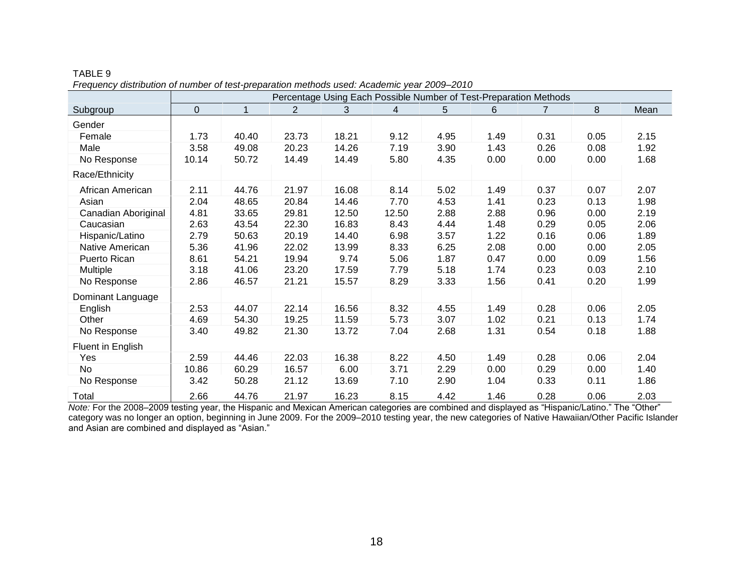TABLE 9

*Frequency distribution of number of test-preparation methods used: Academic year 2009–2010*

| | Percentage Using Each Possible Number of Test-Preparation Methods | | | | | | | | | |
|---|---|---|---|---|---|---|---|---|---|---|
| Subgroup | 0 | 1 | 2 | 3 | 4 | 5 | 6 | 7 | 8 | Mean |
| Gender | | | | | | | | | | |
| Female | 1.73 | 40.40 | 23.73 | 18.21 | 9.12 | 4.95 | 1.49 | 0.31 | 0.05 | 2.15 |
| Male | 3.58 | 49.08 | 20.23 | 14.26 | 7.19 | 3.90 | 1.43 | 0.26 | 0.08 | 1.92 |
| No Response | 10.14 | 50.72 | 14.49 | 14.49 | 5.80 | 4.35 | 0.00 | 0.00 | 0.00 | 1.68 |
| Race/Ethnicity | | | | | | | | | | |
| African American | 2.11 | 44.76 | 21.97 | 16.08 | 8.14 | 5.02 | 1.49 | 0.37 | 0.07 | 2.07 |
| Asian | 2.04 | 48.65 | 20.84 | 14.46 | 7.70 | 4.53 | 1.41 | 0.23 | 0.13 | 1.98 |
| Canadian Aboriginal | 4.81 | 33.65 | 29.81 | 12.50 | 12.50 | 2.88 | 2.88 | 0.96 | 0.00 | 2.19 |
| Caucasian | 2.63 | 43.54 | 22.30 | 16.83 | 8.43 | 4.44 | 1.48 | 0.29 | 0.05 | 2.06 |
| Hispanic/Latino | 2.79 | 50.63 | 20.19 | 14.40 | 6.98 | 3.57 | 1.22 | 0.16 | 0.06 | 1.89 |
| Native American | 5.36 | 41.96 | 22.02 | 13.99 | 8.33 | 6.25 | 2.08 | 0.00 | 0.00 | 2.05 |
| Puerto Rican | 8.61 | 54.21 | 19.94 | 9.74 | 5.06 | 1.87 | 0.47 | 0.00 | 0.09 | 1.56 |
| Multiple | 3.18 | 41.06 | 23.20 | 17.59 | 7.79 | 5.18 | 1.74 | 0.23 | 0.03 | 2.10 |
| No Response | 2.86 | 46.57 | 21.21 | 15.57 | 8.29 | 3.33 | 1.56 | 0.41 | 0.20 | 1.99 |
| Dominant Language | | | | | | | | | | |
| English | 2.53 | 44.07 | 22.14 | 16.56 | 8.32 | 4.55 | 1.49 | 0.28 | 0.06 | 2.05 |
| Other | 4.69 | 54.30 | 19.25 | 11.59 | 5.73 | 3.07 | 1.02 | 0.21 | 0.13 | 1.74 |
| No Response | 3.40 | 49.82 | 21.30 | 13.72 | 7.04 | 2.68 | 1.31 | 0.54 | 0.18 | 1.88 |
| Fluent in English | | | | | | | | | | |
| Yes | 2.59 | 44.46 | 22.03 | 16.38 | 8.22 | 4.50 | 1.49 | 0.28 | 0.06 | 2.04 |
| No | 10.86 | 60.29 | 16.57 | 6.00 | 3.71 | 2.29 | 0.00 | 0.29 | 0.00 | 1.40 |
| No Response | 3.42 | 50.28 | 21.12 | 13.69 | 7.10 | 2.90 | 1.04 | 0.33 | 0.11 | 1.86 |
| Total | 2.66 | 44.76 | 21.97 | 16.23 | 8.15 | 4.42 | 1.46 | 0.28 | 0.06 | 2.03 |

*Note:* For the 2008–2009 testing year, the Hispanic and Mexican American categories are combined and displayed as "Hispanic/Latino." The "Other" category was no longer an option, beginning in June 2009. For the 2009–2010 testing year, the new categories of Native Hawaiian/Other Pacific Islander and Asian are combined and displayed as "Asian."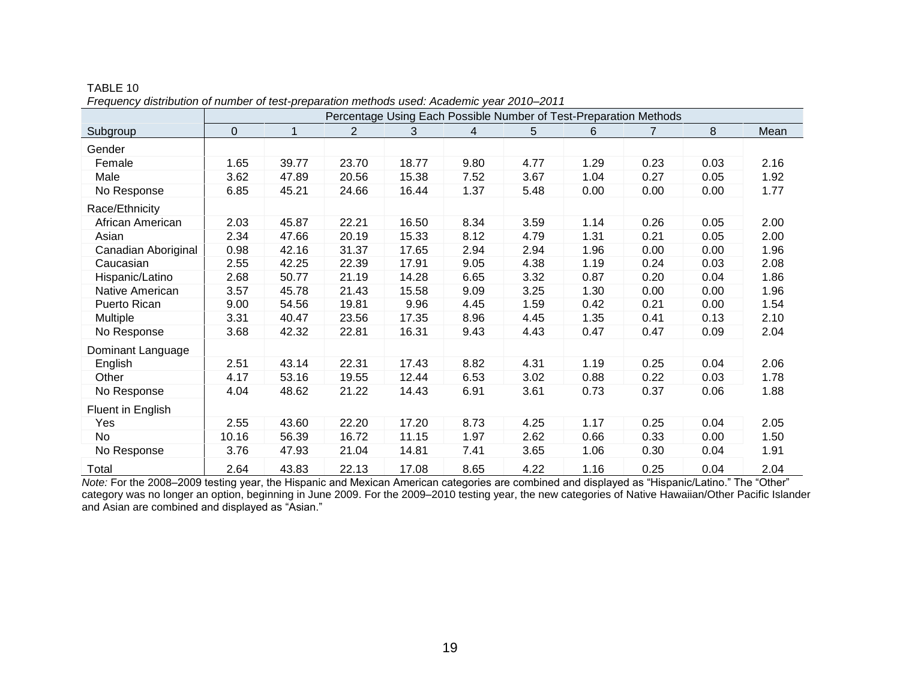TABLE 10

*Frequency distribution of number of test-preparation methods used: Academic year 2010–2011*

| | Percentage Using Each Possible Number of Test-Preparation Methods | | | | | | | | | |
|---|---|---|---|---|---|---|---|---|---|---|
| Subgroup | 0 | 1 | 2 | 3 | 4 | 5 | 6 | 7 | 8 | Mean |
| Gender | | | | | | | | | | |
| Female | 1.65 | 39.77 | 23.70 | 18.77 | 9.80 | 4.77 | 1.29 | 0.23 | 0.03 | 2.16 |
| Male | 3.62 | 47.89 | 20.56 | 15.38 | 7.52 | 3.67 | 1.04 | 0.27 | 0.05 | 1.92 |
| No Response | 6.85 | 45.21 | 24.66 | 16.44 | 1.37 | 5.48 | 0.00 | 0.00 | 0.00 | 1.77 |
| Race/Ethnicity | | | | | | | | | | |
| African American | 2.03 | 45.87 | 22.21 | 16.50 | 8.34 | 3.59 | 1.14 | 0.26 | 0.05 | 2.00 |
| Asian | 2.34 | 47.66 | 20.19 | 15.33 | 8.12 | 4.79 | 1.31 | 0.21 | 0.05 | 2.00 |
| Canadian Aboriginal | 0.98 | 42.16 | 31.37 | 17.65 | 2.94 | 2.94 | 1.96 | 0.00 | 0.00 | 1.96 |
| Caucasian | 2.55 | 42.25 | 22.39 | 17.91 | 9.05 | 4.38 | 1.19 | 0.24 | 0.03 | 2.08 |
| Hispanic/Latino | 2.68 | 50.77 | 21.19 | 14.28 | 6.65 | 3.32 | 0.87 | 0.20 | 0.04 | 1.86 |
| Native American | 3.57 | 45.78 | 21.43 | 15.58 | 9.09 | 3.25 | 1.30 | 0.00 | 0.00 | 1.96 |
| Puerto Rican | 9.00 | 54.56 | 19.81 | 9.96 | 4.45 | 1.59 | 0.42 | 0.21 | 0.00 | 1.54 |
| Multiple | 3.31 | 40.47 | 23.56 | 17.35 | 8.96 | 4.45 | 1.35 | 0.41 | 0.13 | 2.10 |
| No Response | 3.68 | 42.32 | 22.81 | 16.31 | 9.43 | 4.43 | 0.47 | 0.47 | 0.09 | 2.04 |
| Dominant Language | | | | | | | | | | |
| English | 2.51 | 43.14 | 22.31 | 17.43 | 8.82 | 4.31 | 1.19 | 0.25 | 0.04 | 2.06 |
| Other | 4.17 | 53.16 | 19.55 | 12.44 | 6.53 | 3.02 | 0.88 | 0.22 | 0.03 | 1.78 |
| No Response | 4.04 | 48.62 | 21.22 | 14.43 | 6.91 | 3.61 | 0.73 | 0.37 | 0.06 | 1.88 |
| Fluent in English | | | | | | | | | | |
| Yes | 2.55 | 43.60 | 22.20 | 17.20 | 8.73 | 4.25 | 1.17 | 0.25 | 0.04 | 2.05 |
| No | 10.16 | 56.39 | 16.72 | 11.15 | 1.97 | 2.62 | 0.66 | 0.33 | 0.00 | 1.50 |
| No Response | 3.76 | 47.93 | 21.04 | 14.81 | 7.41 | 3.65 | 1.06 | 0.30 | 0.04 | 1.91 |
| Total | 2.64 | 43.83 | 22.13 | 17.08 | 8.65 | 4.22 | 1.16 | 0.25 | 0.04 | 2.04 |

*Note:* For the 2008–2009 testing year, the Hispanic and Mexican American categories are combined and displayed as "Hispanic/Latino." The "Other" category was no longer an option, beginning in June 2009. For the 2009–2010 testing year, the new categories of Native Hawaiian/Other Pacific Islander and Asian are combined and displayed as "Asian."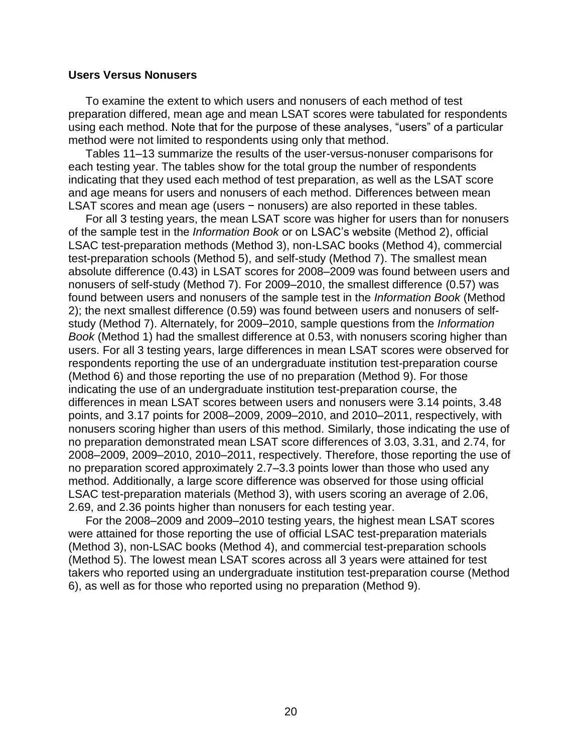### Users Versus Nonusers

To examine the extent to which users and nonusers of each method of test preparation differed, mean age and mean LSAT scores were tabulated for respondents using each method. Note that for the purpose of these analyses, "users" of a particular method were not limited to respondents using only that method.

Tables 11–13 summarize the results of the user-versus-nonuser comparisons for each testing year. The tables show for the total group the number of respondents indicating that they used each method of test preparation, as well as the LSAT score and age means for users and nonusers of each method. Differences between mean LSAT scores and mean age (users − nonusers) are also reported in these tables.

For all 3 testing years, the mean LSAT score was higher for users than for nonusers of the sample test in the *Information Book* or on LSAC's website (Method 2), official LSAC test-preparation methods (Method 3), non-LSAC books (Method 4), commercial test-preparation schools (Method 5), and self-study (Method 7). The smallest mean absolute difference (0.43) in LSAT scores for 2008–2009 was found between users and nonusers of self-study (Method 7). For 2009–2010, the smallest difference (0.57) was found between users and nonusers of the sample test in the *Information Book* (Method 2); the next smallest difference (0.59) was found between users and nonusers of self-study (Method 7). Alternately, for 2009–2010, sample questions from the *Information Book* (Method 1) had the smallest difference at 0.53, with nonusers scoring higher than users. For all 3 testing years, large differences in mean LSAT scores were observed for respondents reporting the use of an undergraduate institution test-preparation course (Method 6) and those reporting the use of no preparation (Method 9). For those indicating the use of an undergraduate institution test-preparation course, the differences in mean LSAT scores between users and nonusers were 3.14 points, 3.48 points, and 3.17 points for 2008–2009, 2009–2010, and 2010–2011, respectively, with nonusers scoring higher than users of this method. Similarly, those indicating the use of no preparation demonstrated mean LSAT score differences of 3.03, 3.31, and 2.74, for 2008–2009, 2009–2010, 2010–2011, respectively. Therefore, those reporting the use of no preparation scored approximately 2.7–3.3 points lower than those who used any method. Additionally, a large score difference was observed for those using official LSAC test-preparation materials (Method 3), with users scoring an average of 2.06, 2.69, and 2.36 points higher than nonusers for each testing year.

For the 2008–2009 and 2009–2010 testing years, the highest mean LSAT scores were attained for those reporting the use of official LSAC test-preparation materials (Method 3), non-LSAC books (Method 4), and commercial test-preparation schools (Method 5). The lowest mean LSAT scores across all 3 years were attained for test takers who reported using an undergraduate institution test-preparation course (Method 6), as well as for those who reported using no preparation (Method 9).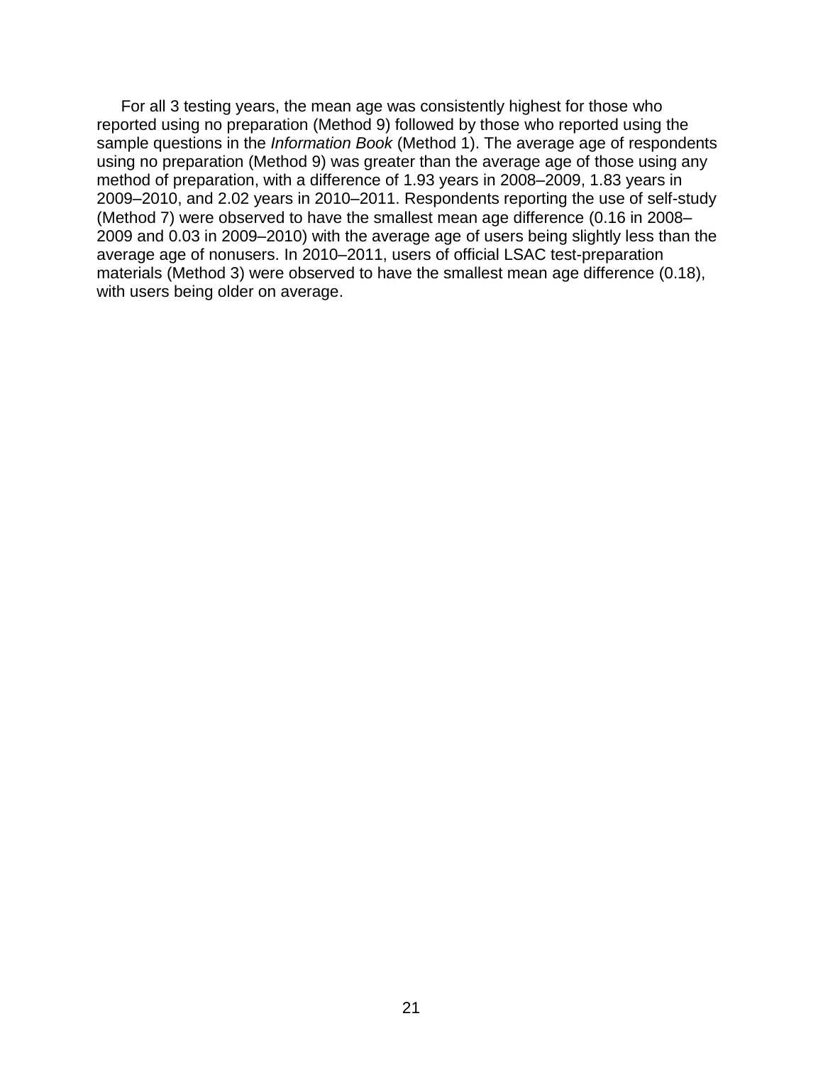For all 3 testing years, the mean age was consistently highest for those who reported using no preparation (Method 9) followed by those who reported using the sample questions in the *Information Book* (Method 1). The average age of respondents using no preparation (Method 9) was greater than the average age of those using any method of preparation, with a difference of 1.93 years in 2008–2009, 1.83 years in 2009–2010, and 2.02 years in 2010–2011. Respondents reporting the use of self-study (Method 7) were observed to have the smallest mean age difference (0.16 in 2008–2009 and 0.03 in 2009–2010) with the average age of users being slightly less than the average age of nonusers. In 2010–2011, users of official LSAC test-preparation materials (Method 3) were observed to have the smallest mean age difference (0.18), with users being older on average.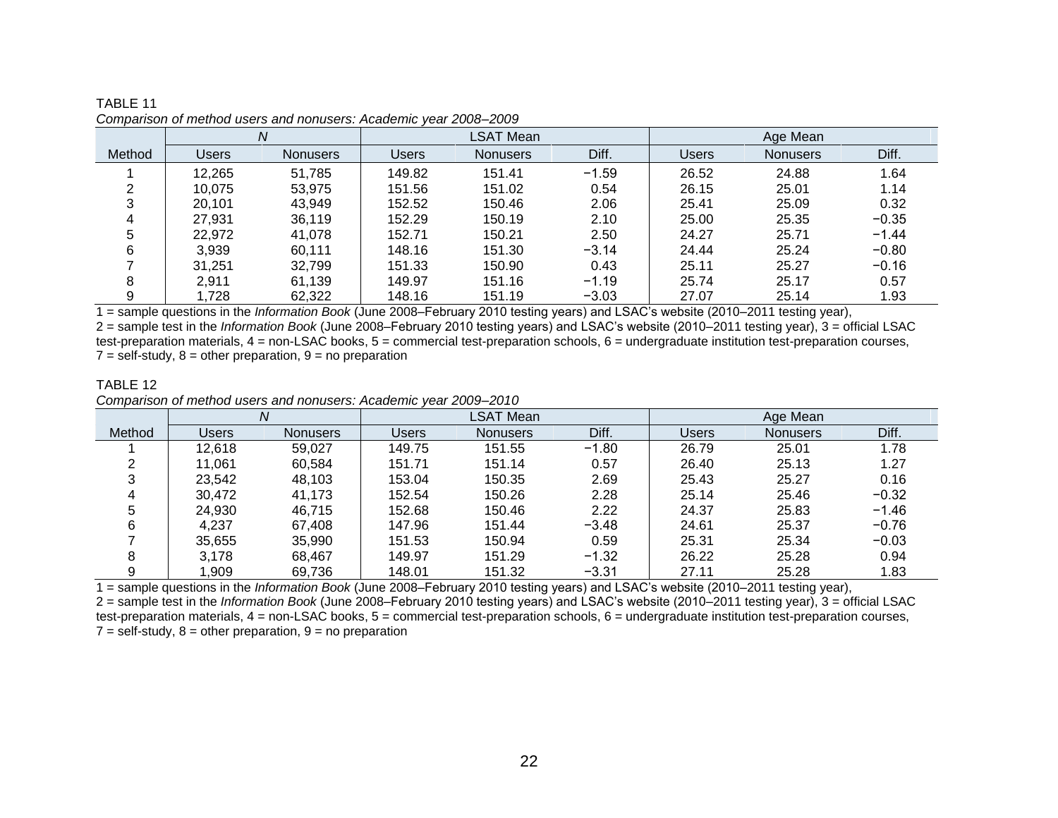TABLE 11

*Comparison of method users and nonusers: Academic year 2008–2009*

| | *N* | | LSAT Mean | | | Age Mean | | |
|---|---|---|---|---|---|---|---|---|
| Method | Users | Nonusers | Users | Nonusers | Diff. | Users | Nonusers | Diff. |
| 1 | 12,265 | 51,785 | 149.82 | 151.41 | −1.59 | 26.52 | 24.88 | 1.64 |
| 2 | 10,075 | 53,975 | 151.56 | 151.02 | 0.54 | 26.15 | 25.01 | 1.14 |
| 3 | 20,101 | 43,949 | 152.52 | 150.46 | 2.06 | 25.41 | 25.09 | 0.32 |
| 4 | 27,931 | 36,119 | 152.29 | 150.19 | 2.10 | 25.00 | 25.35 | −0.35 |
| 5 | 22,972 | 41,078 | 152.71 | 150.21 | 2.50 | 24.27 | 25.71 | −1.44 |
| 6 | 3,939 | 60,111 | 148.16 | 151.30 | −3.14 | 24.44 | 25.24 | −0.80 |
| 7 | 31,251 | 32,799 | 151.33 | 150.90 | 0.43 | 25.11 | 25.27 | −0.16 |
| 8 | 2,911 | 61,139 | 149.97 | 151.16 | −1.19 | 25.74 | 25.17 | 0.57 |
| 9 | 1,728 | 62,322 | 148.16 | 151.19 | −3.03 | 27.07 | 25.14 | 1.93 |

1 = sample questions in the *Information Book* (June 2008–February 2010 testing years) and LSAC's website (2010–2011 testing year), 2 = sample test in the *Information Book* (June 2008–February 2010 testing years) and LSAC's website (2010–2011 testing year), 3 = official LSAC test-preparation materials, 4 = non-LSAC books, 5 = commercial test-preparation schools, 6 = undergraduate institution test-preparation courses, 7 = self-study, 8 = other preparation, 9 = no preparation

TABLE 12

*Comparison of method users and nonusers: Academic year 2009–2010*

| | *N* | | LSAT Mean | | | Age Mean | | |
|---|---|---|---|---|---|---|---|---|
| Method | Users | Nonusers | Users | Nonusers | Diff. | Users | Nonusers | Diff. |
| 1 | 12,618 | 59,027 | 149.75 | 151.55 | −1.80 | 26.79 | 25.01 | 1.78 |
| 2 | 11,061 | 60,584 | 151.71 | 151.14 | 0.57 | 26.40 | 25.13 | 1.27 |
| 3 | 23,542 | 48,103 | 153.04 | 150.35 | 2.69 | 25.43 | 25.27 | 0.16 |
| 4 | 30,472 | 41,173 | 152.54 | 150.26 | 2.28 | 25.14 | 25.46 | −0.32 |
| 5 | 24,930 | 46,715 | 152.68 | 150.46 | 2.22 | 24.37 | 25.83 | −1.46 |
| 6 | 4,237 | 67,408 | 147.96 | 151.44 | −3.48 | 24.61 | 25.37 | −0.76 |
| 7 | 35,655 | 35,990 | 151.53 | 150.94 | 0.59 | 25.31 | 25.34 | −0.03 |
| 8 | 3,178 | 68,467 | 149.97 | 151.29 | −1.32 | 26.22 | 25.28 | 0.94 |
| 9 | 1,909 | 69,736 | 148.01 | 151.32 | −3.31 | 27.11 | 25.28 | 1.83 |

1 = sample questions in the *Information Book* (June 2008–February 2010 testing years) and LSAC's website (2010–2011 testing year), 2 = sample test in the *Information Book* (June 2008–February 2010 testing years) and LSAC's website (2010–2011 testing year), 3 = official LSAC test-preparation materials, 4 = non-LSAC books, 5 = commercial test-preparation schools, 6 = undergraduate institution test-preparation courses, 7 = self-study, 8 = other preparation, 9 = no preparation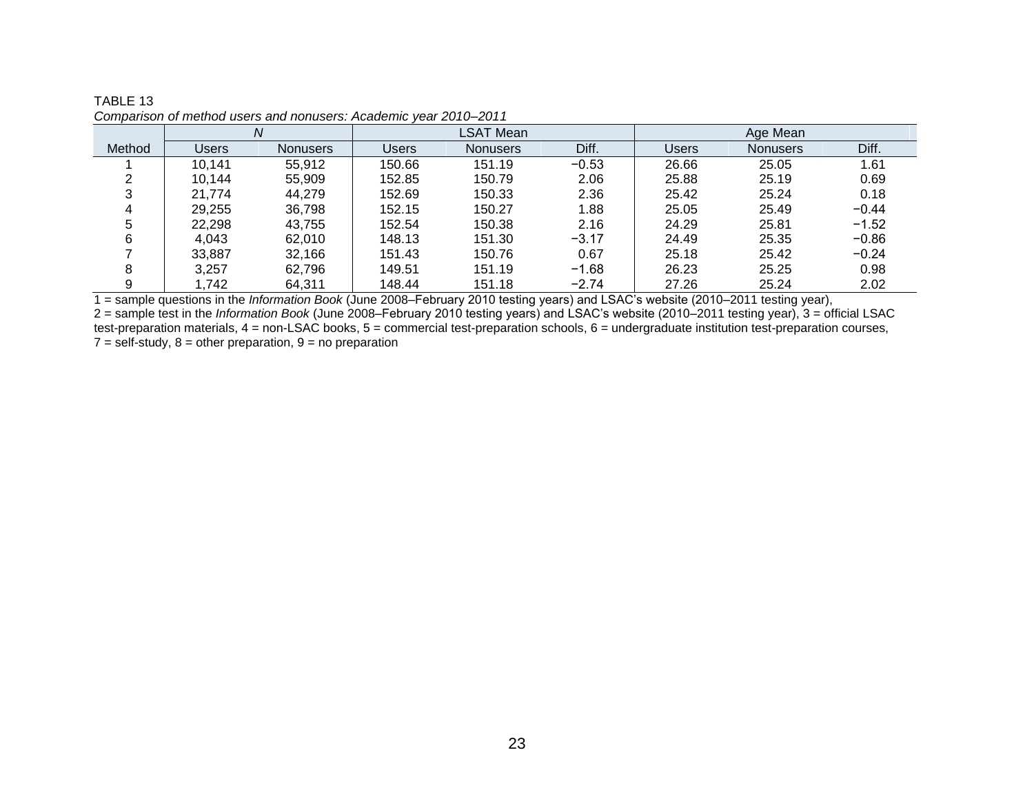TABLE 13

*Comparison of method users and nonusers: Academic year 2010–2011*

| | *N* | | LSAT Mean | | | Age Mean | | |
|---|---|---|---|---|---|---|---|---|
| Method | Users | Nonusers | Users | Nonusers | Diff. | Users | Nonusers | Diff. |
| 1 | 10,141 | 55,912 | 150.66 | 151.19 | −0.53 | 26.66 | 25.05 | 1.61 |
| 2 | 10,144 | 55,909 | 152.85 | 150.79 | 2.06 | 25.88 | 25.19 | 0.69 |
| 3 | 21,774 | 44,279 | 152.69 | 150.33 | 2.36 | 25.42 | 25.24 | 0.18 |
| 4 | 29,255 | 36,798 | 152.15 | 150.27 | 1.88 | 25.05 | 25.49 | −0.44 |
| 5 | 22,298 | 43,755 | 152.54 | 150.38 | 2.16 | 24.29 | 25.81 | −1.52 |
| 6 | 4,043 | 62,010 | 148.13 | 151.30 | −3.17 | 24.49 | 25.35 | −0.86 |
| 7 | 33,887 | 32,166 | 151.43 | 150.76 | 0.67 | 25.18 | 25.42 | −0.24 |
| 8 | 3,257 | 62,796 | 149.51 | 151.19 | −1.68 | 26.23 | 25.25 | 0.98 |
| 9 | 1,742 | 64,311 | 148.44 | 151.18 | −2.74 | 27.26 | 25.24 | 2.02 |

1 = sample questions in the *Information Book* (June 2008–February 2010 testing years) and LSAC's website (2010–2011 testing year), 2 = sample test in the *Information Book* (June 2008–February 2010 testing years) and LSAC's website (2010–2011 testing year), 3 = official LSAC test-preparation materials, 4 = non-LSAC books, 5 = commercial test-preparation schools, 6 = undergraduate institution test-preparation courses, 7 = self-study, 8 = other preparation, 9 = no preparation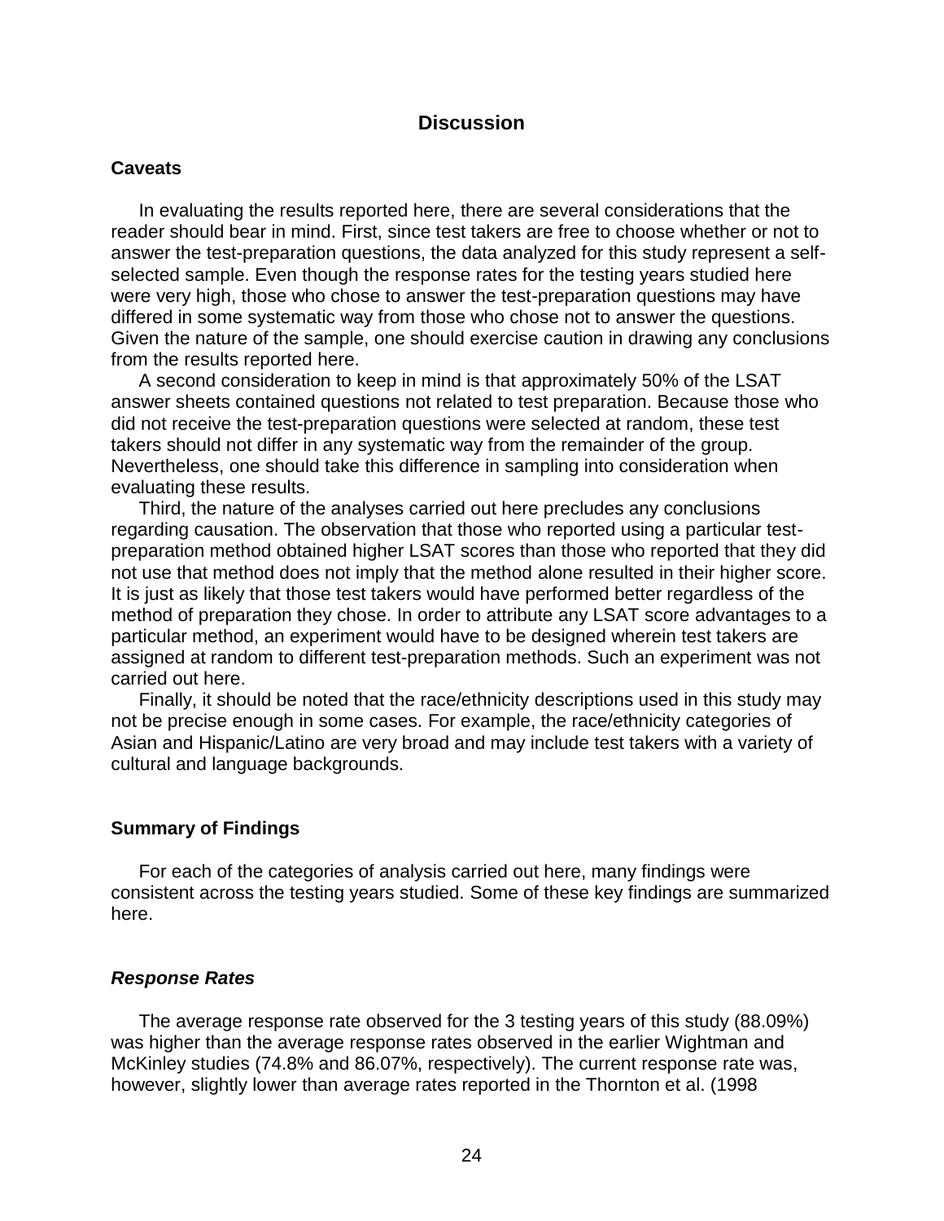## Discussion

### Caveats

In evaluating the results reported here, there are several considerations that the reader should bear in mind. First, since test takers are free to choose whether or not to answer the test-preparation questions, the data analyzed for this study represent a self-selected sample. Even though the response rates for the testing years studied here were very high, those who chose to answer the test-preparation questions may have differed in some systematic way from those who chose not to answer the questions. Given the nature of the sample, one should exercise caution in drawing any conclusions from the results reported here.

A second consideration to keep in mind is that approximately 50% of the LSAT answer sheets contained questions not related to test preparation. Because those who did not receive the test-preparation questions were selected at random, these test takers should not differ in any systematic way from the remainder of the group. Nevertheless, one should take this difference in sampling into consideration when evaluating these results.

Third, the nature of the analyses carried out here precludes any conclusions regarding causation. The observation that those who reported using a particular test-preparation method obtained higher LSAT scores than those who reported that they did not use that method does not imply that the method alone resulted in their higher score. It is just as likely that those test takers would have performed better regardless of the method of preparation they chose. In order to attribute any LSAT score advantages to a particular method, an experiment would have to be designed wherein test takers are assigned at random to different test-preparation methods. Such an experiment was not carried out here.

Finally, it should be noted that the race/ethnicity descriptions used in this study may not be precise enough in some cases. For example, the race/ethnicity categories of Asian and Hispanic/Latino are very broad and may include test takers with a variety of cultural and language backgrounds.

### Summary of Findings

For each of the categories of analysis carried out here, many findings were consistent across the testing years studied. Some of these key findings are summarized here.

#### *Response Rates*

The average response rate observed for the 3 testing years of this study (88.09%) was higher than the average response rates observed in the earlier Wightman and McKinley studies (74.8% and 86.07%, respectively). The current response rate was, however, slightly lower than average rates reported in the Thornton et al. (1998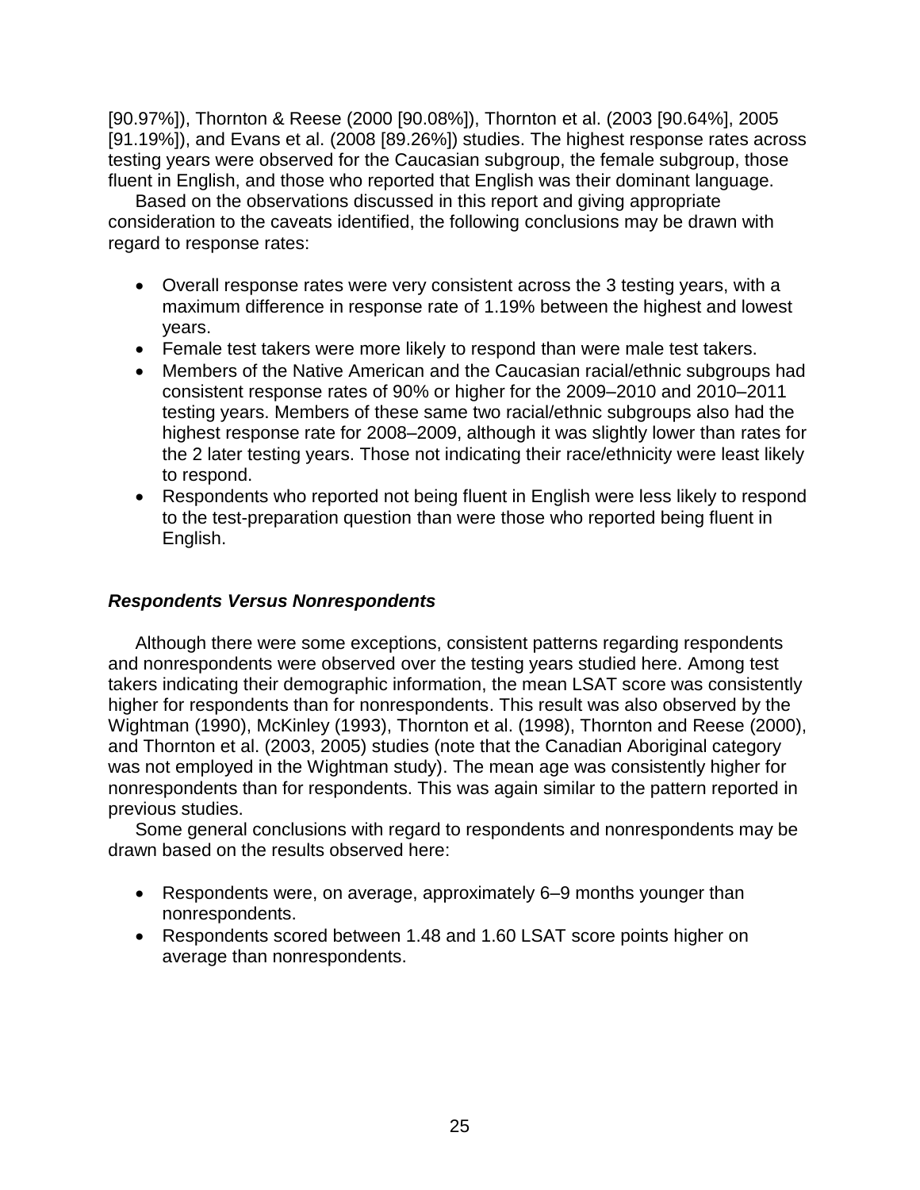[90.97%]), Thornton & Reese (2000 [90.08%]), Thornton et al. (2003 [90.64%], 2005 [91.19%]), and Evans et al. (2008 [89.26%]) studies. The highest response rates across testing years were observed for the Caucasian subgroup, the female subgroup, those fluent in English, and those who reported that English was their dominant language.

Based on the observations discussed in this report and giving appropriate consideration to the caveats identified, the following conclusions may be drawn with regard to response rates:

- Overall response rates were very consistent across the 3 testing years, with a maximum difference in response rate of 1.19% between the highest and lowest years.
- Female test takers were more likely to respond than were male test takers.
- Members of the Native American and the Caucasian racial/ethnic subgroups had consistent response rates of 90% or higher for the 2009–2010 and 2010–2011 testing years. Members of these same two racial/ethnic subgroups also had the highest response rate for 2008–2009, although it was slightly lower than rates for the 2 later testing years. Those not indicating their race/ethnicity were least likely to respond.
- Respondents who reported not being fluent in English were less likely to respond to the test-preparation question than were those who reported being fluent in English.

### *Respondents Versus Nonrespondents*

Although there were some exceptions, consistent patterns regarding respondents and nonrespondents were observed over the testing years studied here. Among test takers indicating their demographic information, the mean LSAT score was consistently higher for respondents than for nonrespondents. This result was also observed by the Wightman (1990), McKinley (1993), Thornton et al. (1998), Thornton and Reese (2000), and Thornton et al. (2003, 2005) studies (note that the Canadian Aboriginal category was not employed in the Wightman study). The mean age was consistently higher for nonrespondents than for respondents. This was again similar to the pattern reported in previous studies.

Some general conclusions with regard to respondents and nonrespondents may be drawn based on the results observed here:

- Respondents were, on average, approximately 6–9 months younger than nonrespondents.
- Respondents scored between 1.48 and 1.60 LSAT score points higher on average than nonrespondents.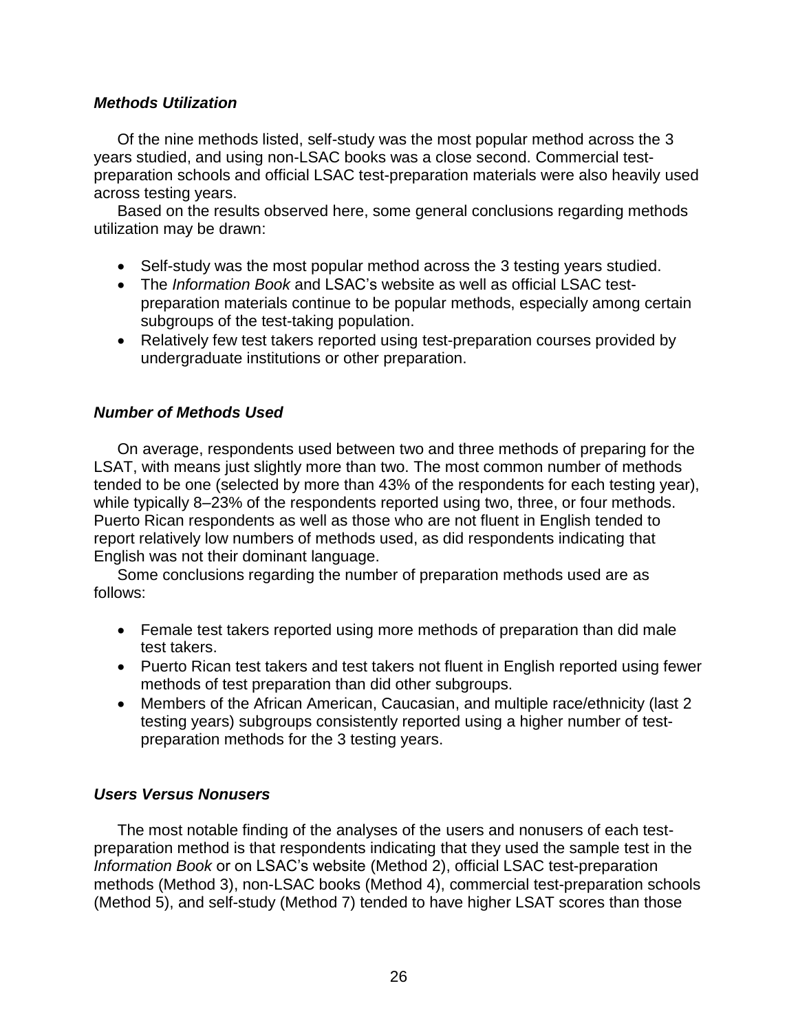### *Methods Utilization*

Of the nine methods listed, self-study was the most popular method across the 3 years studied, and using non-LSAC books was a close second. Commercial test-preparation schools and official LSAC test-preparation materials were also heavily used across testing years.

Based on the results observed here, some general conclusions regarding methods utilization may be drawn:

- Self-study was the most popular method across the 3 testing years studied.
- The *Information Book* and LSAC's website as well as official LSAC test-preparation materials continue to be popular methods, especially among certain subgroups of the test-taking population.
- Relatively few test takers reported using test-preparation courses provided by undergraduate institutions or other preparation.

### *Number of Methods Used*

On average, respondents used between two and three methods of preparing for the LSAT, with means just slightly more than two. The most common number of methods tended to be one (selected by more than 43% of the respondents for each testing year), while typically 8–23% of the respondents reported using two, three, or four methods. Puerto Rican respondents as well as those who are not fluent in English tended to report relatively low numbers of methods used, as did respondents indicating that English was not their dominant language.

Some conclusions regarding the number of preparation methods used are as follows:

- Female test takers reported using more methods of preparation than did male test takers.
- Puerto Rican test takers and test takers not fluent in English reported using fewer methods of test preparation than did other subgroups.
- Members of the African American, Caucasian, and multiple race/ethnicity (last 2 testing years) subgroups consistently reported using a higher number of test-preparation methods for the 3 testing years.

### *Users Versus Nonusers*

The most notable finding of the analyses of the users and nonusers of each test-preparation method is that respondents indicating that they used the sample test in the *Information Book* or on LSAC's website (Method 2), official LSAC test-preparation methods (Method 3), non-LSAC books (Method 4), commercial test-preparation schools (Method 5), and self-study (Method 7) tended to have higher LSAT scores than those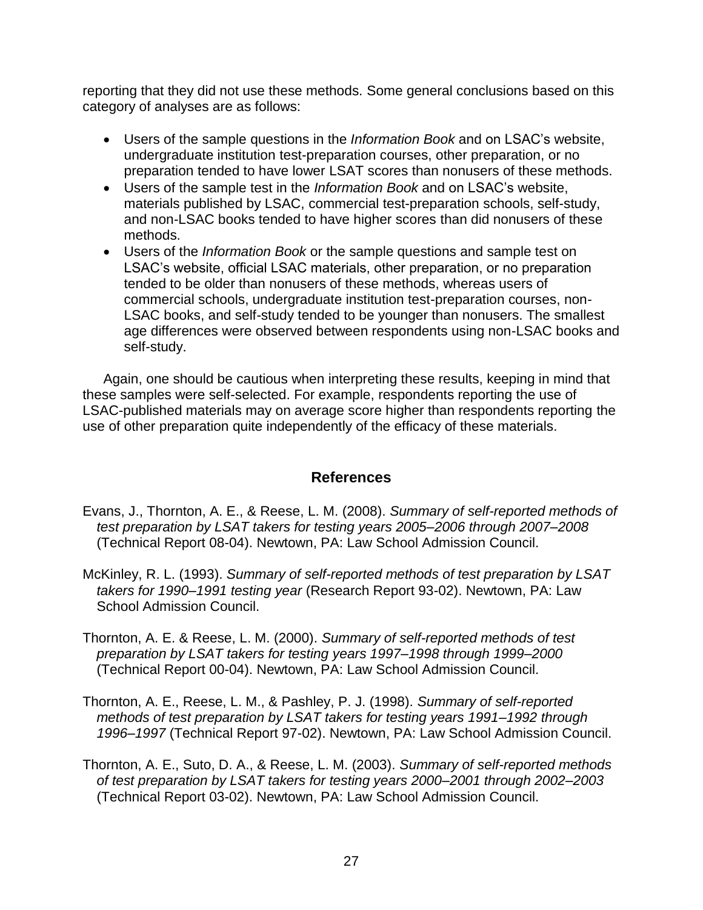reporting that they did not use these methods. Some general conclusions based on this category of analyses are as follows:

- Users of the sample questions in the *Information Book* and on LSAC's website, undergraduate institution test-preparation courses, other preparation, or no preparation tended to have lower LSAT scores than nonusers of these methods.
- Users of the sample test in the *Information Book* and on LSAC's website, materials published by LSAC, commercial test-preparation schools, self-study, and non-LSAC books tended to have higher scores than did nonusers of these methods.
- Users of the *Information Book* or the sample questions and sample test on LSAC's website, official LSAC materials, other preparation, or no preparation tended to be older than nonusers of these methods, whereas users of commercial schools, undergraduate institution test-preparation courses, non-LSAC books, and self-study tended to be younger than nonusers. The smallest age differences were observed between respondents using non-LSAC books and self-study.

Again, one should be cautious when interpreting these results, keeping in mind that these samples were self-selected. For example, respondents reporting the use of LSAC-published materials may on average score higher than respondents reporting the use of other preparation quite independently of the efficacy of these materials.

## References

Evans, J., Thornton, A. E., & Reese, L. M. (2008). *Summary of self-reported methods of test preparation by LSAT takers for testing years 2005–2006 through 2007–2008* (Technical Report 08-04). Newtown, PA: Law School Admission Council.

McKinley, R. L. (1993). *Summary of self-reported methods of test preparation by LSAT takers for 1990–1991 testing year* (Research Report 93-02). Newtown, PA: Law School Admission Council.

Thornton, A. E. & Reese, L. M. (2000). *Summary of self-reported methods of test preparation by LSAT takers for testing years 1997–1998 through 1999–2000* (Technical Report 00-04). Newtown, PA: Law School Admission Council.

Thornton, A. E., Reese, L. M., & Pashley, P. J. (1998). *Summary of self-reported methods of test preparation by LSAT takers for testing years 1991–1992 through 1996–1997* (Technical Report 97-02). Newtown, PA: Law School Admission Council.

Thornton, A. E., Suto, D. A., & Reese, L. M. (2003). *Summary of self-reported methods of test preparation by LSAT takers for testing years 2000–2001 through 2002–2003* (Technical Report 03-02). Newtown, PA: Law School Admission Council.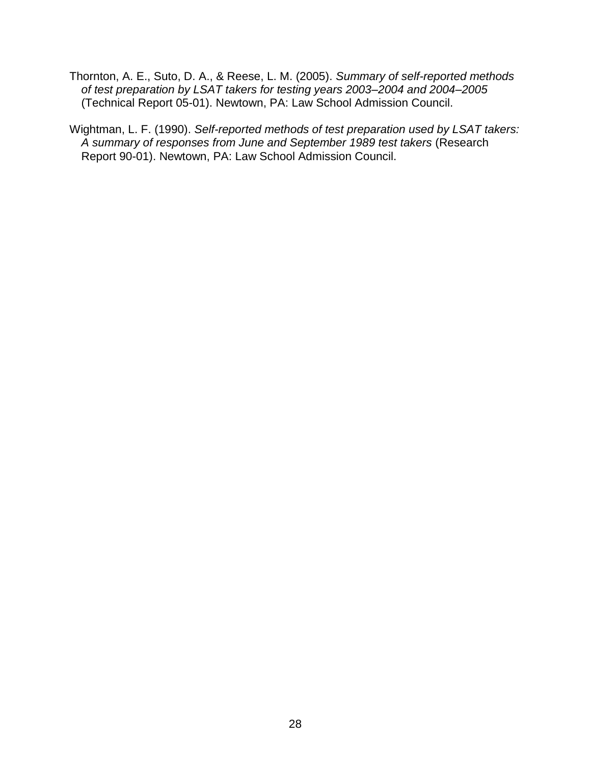Thornton, A. E., Suto, D. A., & Reese, L. M. (2005). *Summary of self-reported methods of test preparation by LSAT takers for testing years 2003–2004 and 2004–2005* (Technical Report 05-01). Newtown, PA: Law School Admission Council.

Wightman, L. F. (1990). *Self-reported methods of test preparation used by LSAT takers: A summary of responses from June and September 1989 test takers* (Research Report 90-01). Newtown, PA: Law School Admission Council.